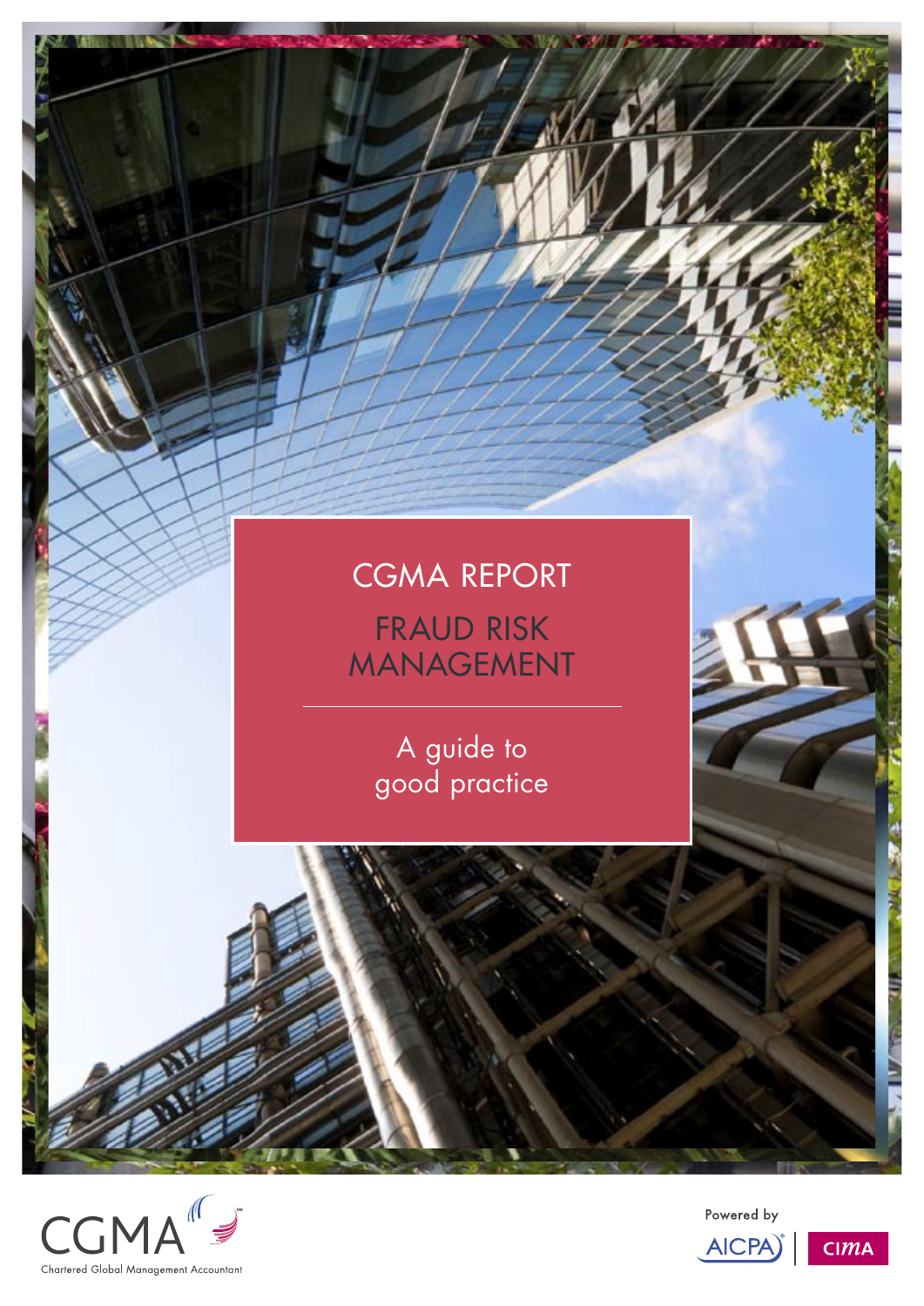# CGMA REPORT

# FRAUD RISK MANAGEMENT

## A guide to good practice

CGMA

Chartered Global Management Accountant

Powered by AICPA | CIMA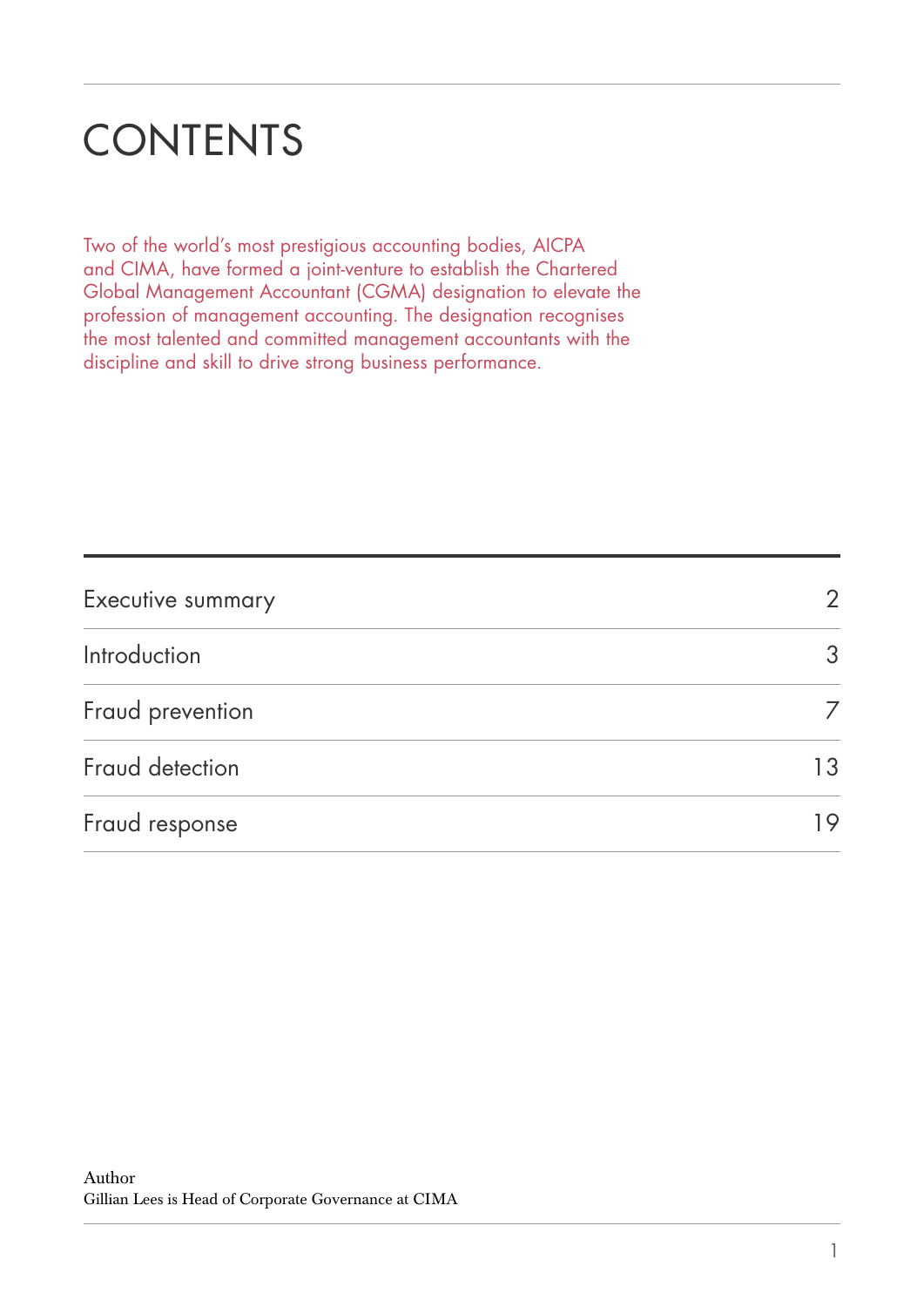# CONTENTS

Two of the world's most prestigious accounting bodies, AICPA and CIMA, have formed a joint-venture to establish the Chartered Global Management Accountant (CGMA) designation to elevate the profession of management accounting. The designation recognises the most talented and committed management accountants with the discipline and skill to drive strong business performance.

| | |
|---|---|
| Executive summary | 2 |
| Introduction | 3 |
| Fraud prevention | 7 |
| Fraud detection | 13 |
| Fraud response | 19 |

Author
Gillian Lees is Head of Corporate Governance at CIMA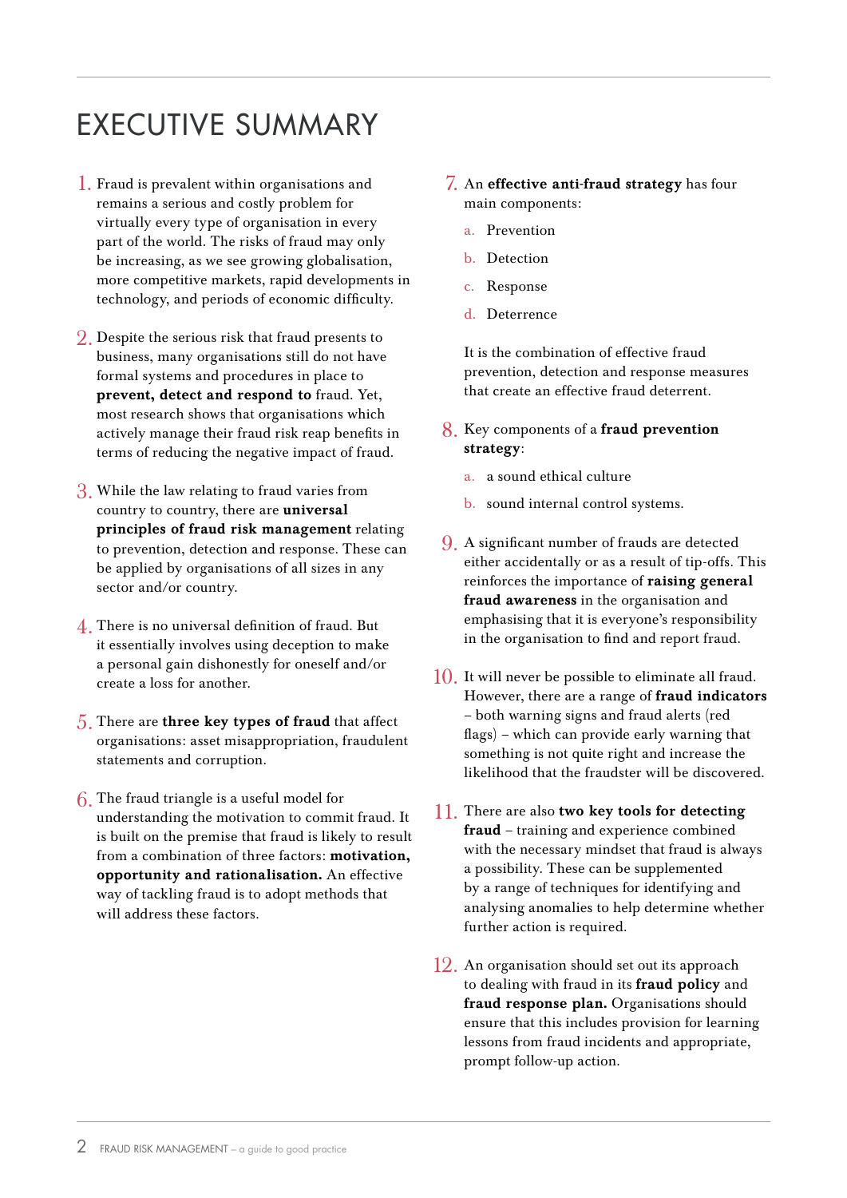# EXECUTIVE SUMMARY

1. Fraud is prevalent within organisations and remains a serious and costly problem for virtually every type of organisation in every part of the world. The risks of fraud may only be increasing, as we see growing globalisation, more competitive markets, rapid developments in technology, and periods of economic difficulty.

2. Despite the serious risk that fraud presents to business, many organisations still do not have formal systems and procedures in place to **prevent, detect and respond to** fraud. Yet, most research shows that organisations which actively manage their fraud risk reap benefits in terms of reducing the negative impact of fraud.

3. While the law relating to fraud varies from country to country, there are **universal principles of fraud risk management** relating to prevention, detection and response. These can be applied by organisations of all sizes in any sector and/or country.

4. There is no universal definition of fraud. But it essentially involves using deception to make a personal gain dishonestly for oneself and/or create a loss for another.

5. There are **three key types of fraud** that affect organisations: asset misappropriation, fraudulent statements and corruption.

6. The fraud triangle is a useful model for understanding the motivation to commit fraud. It is built on the premise that fraud is likely to result from a combination of three factors: **motivation, opportunity and rationalisation.** An effective way of tackling fraud is to adopt methods that will address these factors.

7. An **effective anti-fraud strategy** has four main components:

   a. Prevention
   
   b. Detection
   
   c. Response
   
   d. Deterrence

   It is the combination of effective fraud prevention, detection and response measures that create an effective fraud deterrent.

8. Key components of a **fraud prevention strategy**:

   a. a sound ethical culture
   
   b. sound internal control systems.

9. A significant number of frauds are detected either accidentally or as a result of tip-offs. This reinforces the importance of **raising general fraud awareness** in the organisation and emphasising that it is everyone's responsibility in the organisation to find and report fraud.

10. It will never be possible to eliminate all fraud. However, there are a range of **fraud indicators** – both warning signs and fraud alerts (red flags) – which can provide early warning that something is not quite right and increase the likelihood that the fraudster will be discovered.

11. There are also **two key tools for detecting fraud** – training and experience combined with the necessary mindset that fraud is always a possibility. These can be supplemented by a range of techniques for identifying and analysing anomalies to help determine whether further action is required.

12. An organisation should set out its approach to dealing with fraud in its **fraud policy** and **fraud response plan.** Organisations should ensure that this includes provision for learning lessons from fraud incidents and appropriate, prompt follow-up action.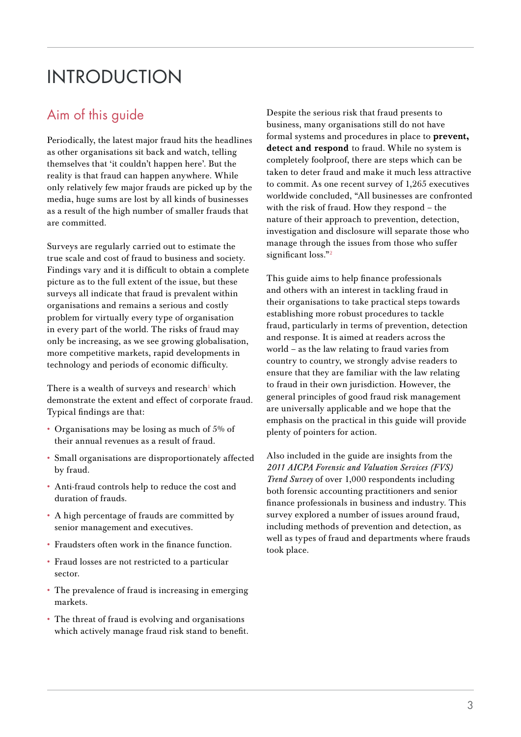# INTRODUCTION

## Aim of this guide

Periodically, the latest major fraud hits the headlines as other organisations sit back and watch, telling themselves that 'it couldn't happen here'. But the reality is that fraud can happen anywhere. While only relatively few major frauds are picked up by the media, huge sums are lost by all kinds of businesses as a result of the high number of smaller frauds that are committed.

Surveys are regularly carried out to estimate the true scale and cost of fraud to business and society. Findings vary and it is difficult to obtain a complete picture as to the full extent of the issue, but these surveys all indicate that fraud is prevalent within organisations and remains a serious and costly problem for virtually every type of organisation in every part of the world. The risks of fraud may only be increasing, as we see growing globalisation, more competitive markets, rapid developments in technology and periods of economic difficulty.

There is a wealth of surveys and research[1] which demonstrate the extent and effect of corporate fraud. Typical findings are that:

- Organisations may be losing as much of 5% of their annual revenues as a result of fraud.
- Small organisations are disproportionately affected by fraud.
- Anti-fraud controls help to reduce the cost and duration of frauds.
- A high percentage of frauds are committed by senior management and executives.
- Fraudsters often work in the finance function.
- Fraud losses are not restricted to a particular sector.
- The prevalence of fraud is increasing in emerging markets.
- The threat of fraud is evolving and organisations which actively manage fraud risk stand to benefit.

Despite the serious risk that fraud presents to business, many organisations still do not have formal systems and procedures in place to **prevent, detect and respond** to fraud. While no system is completely foolproof, there are steps which can be taken to deter fraud and make it much less attractive to commit. As one recent survey of 1,265 executives worldwide concluded, "All businesses are confronted with the risk of fraud. How they respond – the nature of their approach to prevention, detection, investigation and disclosure will separate those who manage through the issues from those who suffer significant loss."[2]

This guide aims to help finance professionals and others with an interest in tackling fraud in their organisations to take practical steps towards establishing more robust procedures to tackle fraud, particularly in terms of prevention, detection and response. It is aimed at readers across the world – as the law relating to fraud varies from country to country, we strongly advise readers to ensure that they are familiar with the law relating to fraud in their own jurisdiction. However, the general principles of good fraud risk management are universally applicable and we hope that the emphasis on the practical in this guide will provide plenty of pointers for action.

Also included in the guide are insights from the *2011 AICPA Forensic and Valuation Services (FVS) Trend Survey* of over 1,000 respondents including both forensic accounting practitioners and senior finance professionals in business and industry. This survey explored a number of issues around fraud, including methods of prevention and detection, as well as types of fraud and departments where frauds took place.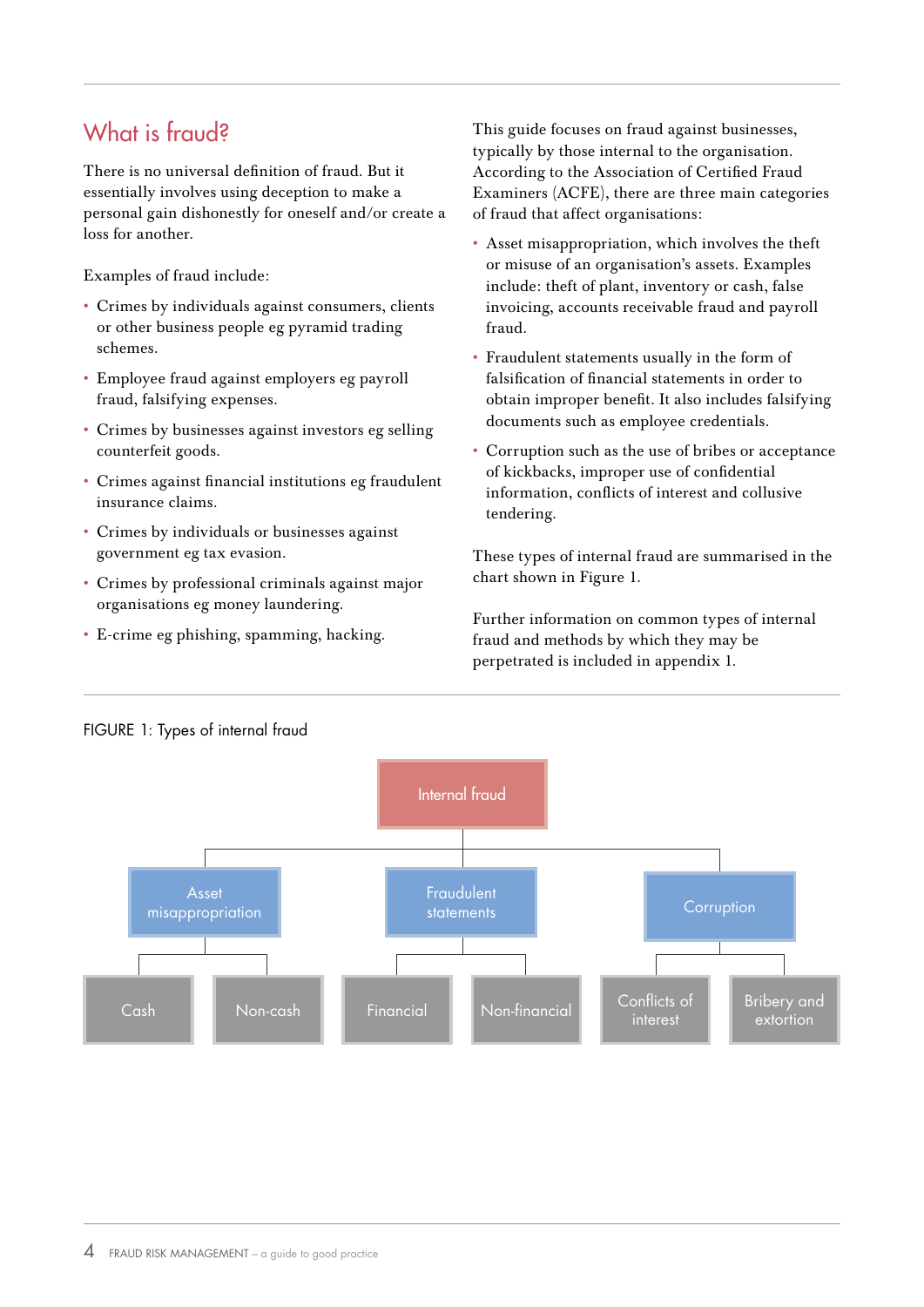## What is fraud?

There is no universal definition of fraud. But it essentially involves using deception to make a personal gain dishonestly for oneself and/or create a loss for another.

Examples of fraud include:

- Crimes by individuals against consumers, clients or other business people eg pyramid trading schemes.
- Employee fraud against employers eg payroll fraud, falsifying expenses.
- Crimes by businesses against investors eg selling counterfeit goods.
- Crimes against financial institutions eg fraudulent insurance claims.
- Crimes by individuals or businesses against government eg tax evasion.
- Crimes by professional criminals against major organisations eg money laundering.
- E-crime eg phishing, spamming, hacking.

This guide focuses on fraud against businesses, typically by those internal to the organisation. According to the Association of Certified Fraud Examiners (ACFE), there are three main categories of fraud that affect organisations:

- Asset misappropriation, which involves the theft or misuse of an organisation's assets. Examples include: theft of plant, inventory or cash, false invoicing, accounts receivable fraud and payroll fraud.
- Fraudulent statements usually in the form of falsification of financial statements in order to obtain improper benefit. It also includes falsifying documents such as employee credentials.
- Corruption such as the use of bribes or acceptance of kickbacks, improper use of confidential information, conflicts of interest and collusive tendering.

These types of internal fraud are summarised in the chart shown in Figure 1.

Further information on common types of internal fraud and methods by which they may be perpetrated is included in appendix 1.

FIGURE 1: Types of internal fraud

- Internal fraud
  - Asset misappropriation
    - Cash
    - Non-cash
  - Fraudulent statements
    - Financial
    - Non-financial
  - Corruption
    - Conflicts of interest
    - Bribery and extortion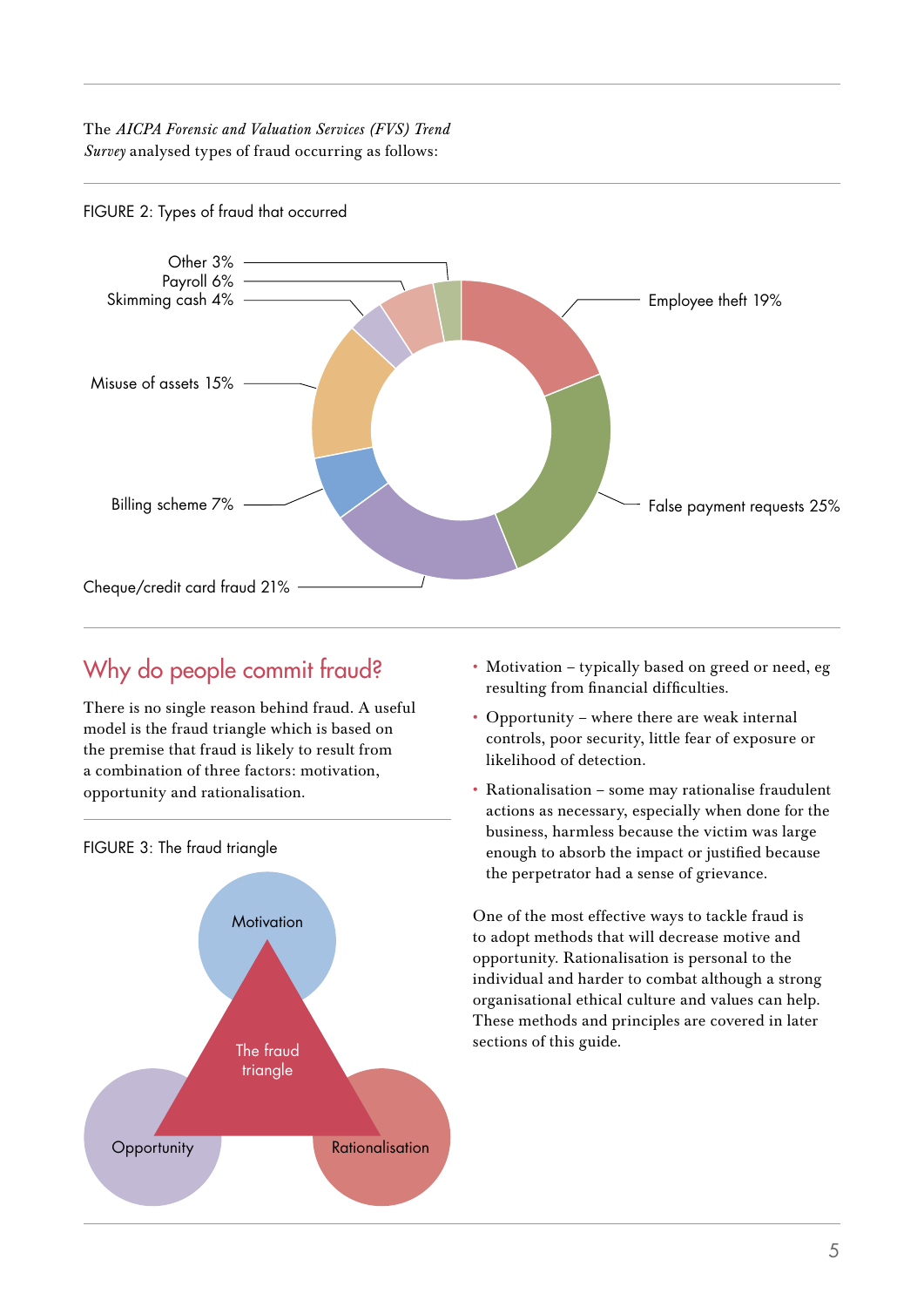The *AICPA Forensic and Valuation Services (FVS) Trend Survey* analysed types of fraud occurring as follows:

FIGURE 2: Types of fraud that occurred

| Type of fraud | Percentage |
|---|---|
| Employee theft | 19% |
| False payment requests | 25% |
| Cheque/credit card fraud | 21% |
| Billing scheme | 7% |
| Misuse of assets | 15% |
| Skimming cash | 4% |
| Payroll | 6% |
| Other | 3% |

## Why do people commit fraud?

There is no single reason behind fraud. A useful model is the fraud triangle which is based on the premise that fraud is likely to result from a combination of three factors: motivation, opportunity and rationalisation.

FIGURE 3: The fraud triangle

- Motivation – typically based on greed or need, eg resulting from financial difficulties.
- Opportunity – where there are weak internal controls, poor security, little fear of exposure or likelihood of detection.
- Rationalisation – some may rationalise fraudulent actions as necessary, especially when done for the business, harmless because the victim was large enough to absorb the impact or justified because the perpetrator had a sense of grievance.

One of the most effective ways to tackle fraud is to adopt methods that will decrease motive and opportunity. Rationalisation is personal to the individual and harder to combat although a strong organisational ethical culture and values can help. These methods and principles are covered in later sections of this guide.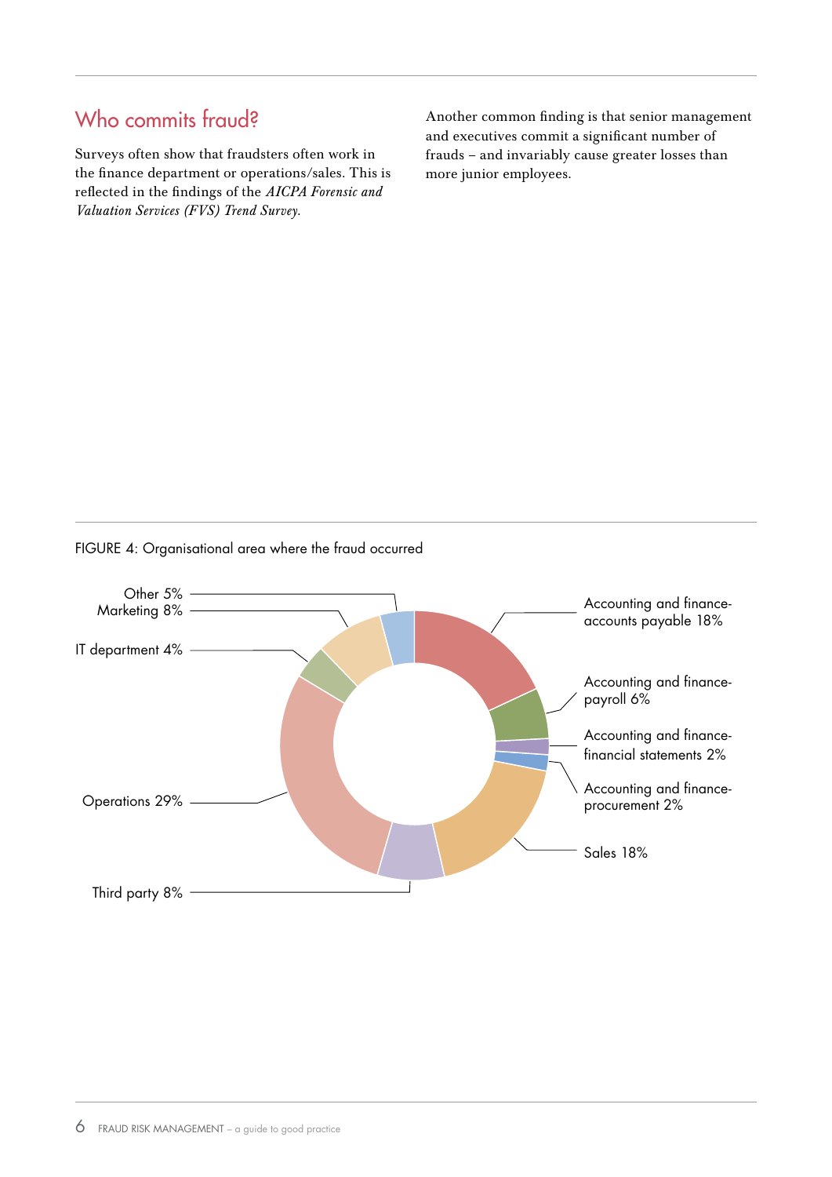## Who commits fraud?

Surveys often show that fraudsters often work in the finance department or operations/sales. This is reflected in the findings of the *AICPA Forensic and Valuation Services (FVS) Trend Survey*.

Another common finding is that senior management and executives commit a significant number of frauds – and invariably cause greater losses than more junior employees.

FIGURE 4: Organisational area where the fraud occurred

| Organisational area | % |
|---|---|
| Accounting and finance-accounts payable | 18% |
| Accounting and finance-payroll | 6% |
| Accounting and finance-financial statements | 2% |
| Accounting and finance-procurement | 2% |
| Sales | 18% |
| Third party | 8% |
| Operations | 29% |
| IT department | 4% |
| Marketing | 8% |
| Other | 5% |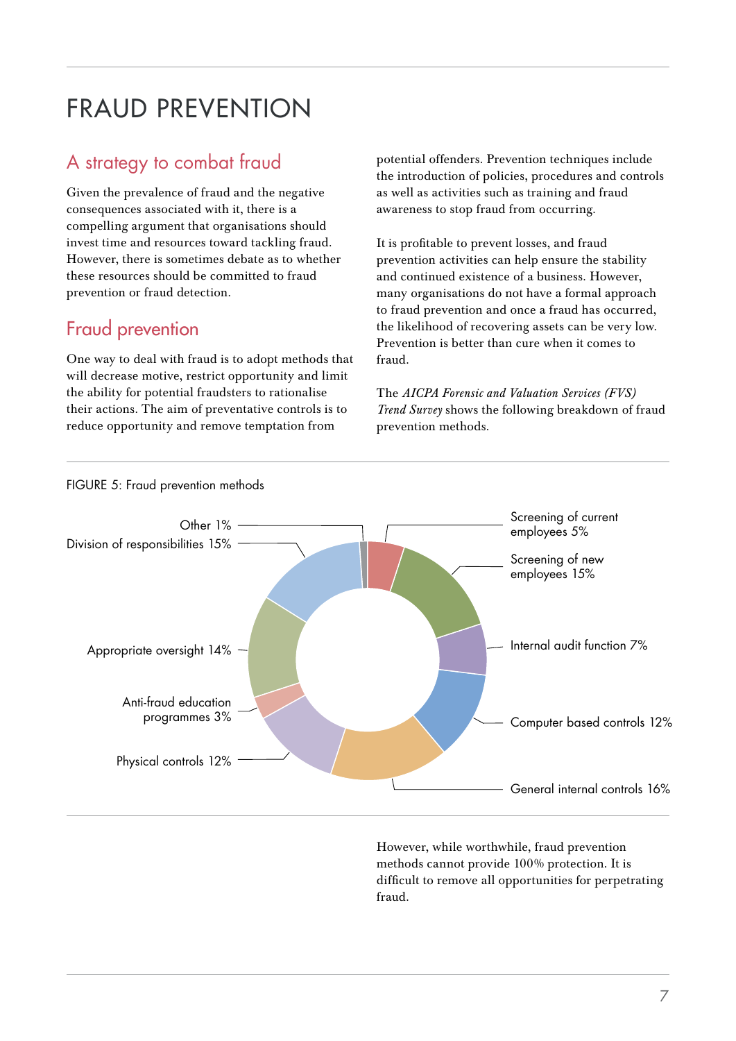# FRAUD PREVENTION

## A strategy to combat fraud

Given the prevalence of fraud and the negative consequences associated with it, there is a compelling argument that organisations should invest time and resources toward tackling fraud. However, there is sometimes debate as to whether these resources should be committed to fraud prevention or fraud detection.

## Fraud prevention

One way to deal with fraud is to adopt methods that will decrease motive, restrict opportunity and limit the ability for potential fraudsters to rationalise their actions. The aim of preventative controls is to reduce opportunity and remove temptation from potential offenders. Prevention techniques include the introduction of policies, procedures and controls as well as activities such as training and fraud awareness to stop fraud from occurring.

It is profitable to prevent losses, and fraud prevention activities can help ensure the stability and continued existence of a business. However, many organisations do not have a formal approach to fraud prevention and once a fraud has occurred, the likelihood of recovering assets can be very low. Prevention is better than cure when it comes to fraud.

The *AICPA Forensic and Valuation Services (FVS) Trend Survey* shows the following breakdown of fraud prevention methods.

FIGURE 5: Fraud prevention methods

| Method | Percentage |
|---|---|
| Screening of current employees | 5% |
| Screening of new employees | 15% |
| Internal audit function | 7% |
| Computer based controls | 12% |
| General internal controls | 16% |
| Physical controls | 12% |
| Anti-fraud education programmes | 3% |
| Appropriate oversight | 14% |
| Division of responsibilities | 15% |
| Other | 1% |

However, while worthwhile, fraud prevention methods cannot provide 100% protection. It is difficult to remove all opportunities for perpetrating fraud.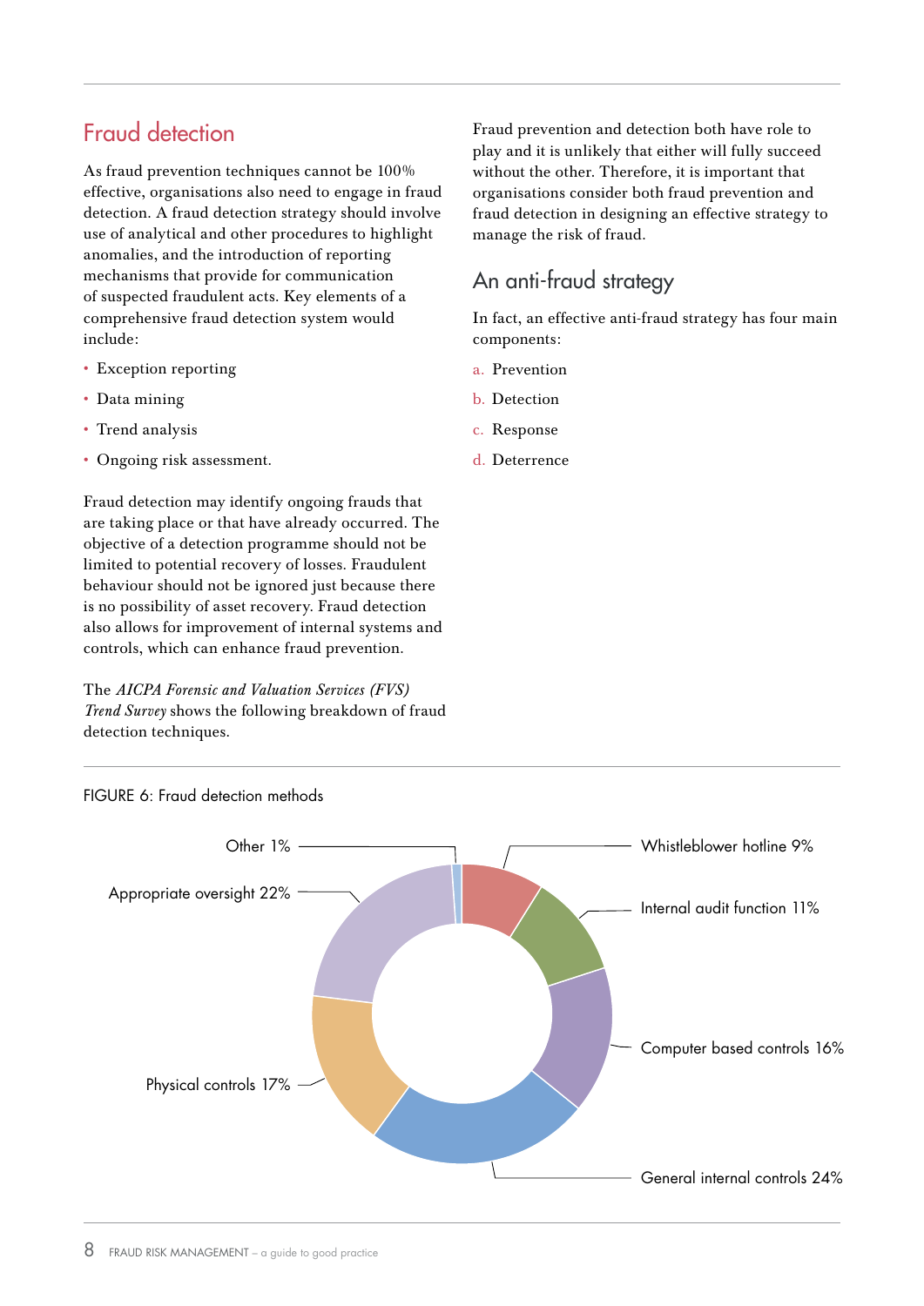## Fraud detection

As fraud prevention techniques cannot be 100% effective, organisations also need to engage in fraud detection. A fraud detection strategy should involve use of analytical and other procedures to highlight anomalies, and the introduction of reporting mechanisms that provide for communication of suspected fraudulent acts. Key elements of a comprehensive fraud detection system would include:

- Exception reporting
- Data mining
- Trend analysis
- Ongoing risk assessment.

Fraud detection may identify ongoing frauds that are taking place or that have already occurred. The objective of a detection programme should not be limited to potential recovery of losses. Fraudulent behaviour should not be ignored just because there is no possibility of asset recovery. Fraud detection also allows for improvement of internal systems and controls, which can enhance fraud prevention.

The *AICPA Forensic and Valuation Services (FVS) Trend Survey* shows the following breakdown of fraud detection techniques.

Fraud prevention and detection both have role to play and it is unlikely that either will fully succeed without the other. Therefore, it is important that organisations consider both fraud prevention and fraud detection in designing an effective strategy to manage the risk of fraud.

## An anti-fraud strategy

In fact, an effective anti-fraud strategy has four main components:

a. Prevention
b. Detection
c. Response
d. Deterrence

FIGURE 6: Fraud detection methods

| Method | Percentage |
|---|---|
| Whistleblower hotline | 9% |
| Internal audit function | 11% |
| Computer based controls | 16% |
| General internal controls | 24% |
| Physical controls | 17% |
| Appropriate oversight | 22% |
| Other | 1% |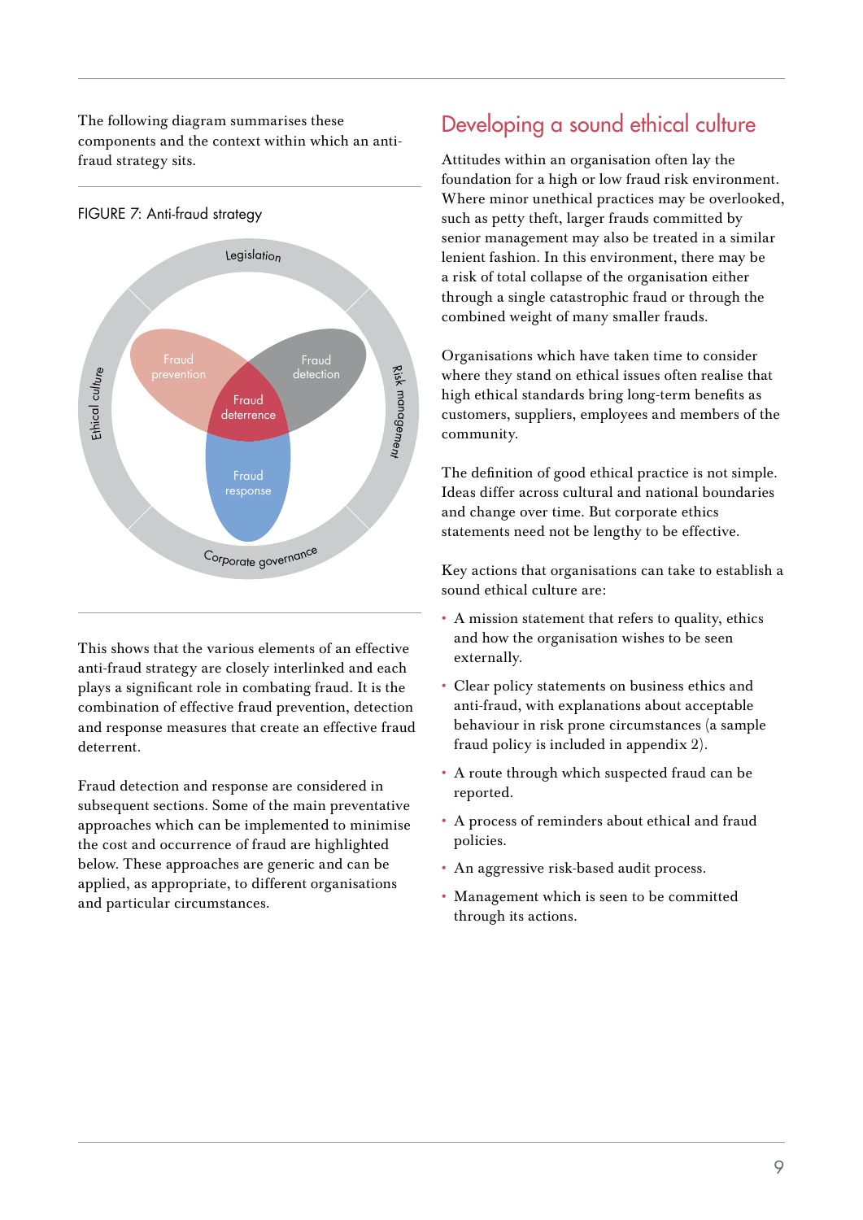The following diagram summarises these components and the context within which an anti-fraud strategy sits.

FIGURE 7: Anti-fraud strategy

Legislation

Risk management

Corporate governance

Ethical culture

Fraud prevention

Fraud detection

Fraud deterrence

Fraud response

This shows that the various elements of an effective anti-fraud strategy are closely interlinked and each plays a significant role in combating fraud. It is the combination of effective fraud prevention, detection and response measures that create an effective fraud deterrent.

Fraud detection and response are considered in subsequent sections. Some of the main preventative approaches which can be implemented to minimise the cost and occurrence of fraud are highlighted below. These approaches are generic and can be applied, as appropriate, to different organisations and particular circumstances.

## Developing a sound ethical culture

Attitudes within an organisation often lay the foundation for a high or low fraud risk environment. Where minor unethical practices may be overlooked, such as petty theft, larger frauds committed by senior management may also be treated in a similar lenient fashion. In this environment, there may be a risk of total collapse of the organisation either through a single catastrophic fraud or through the combined weight of many smaller frauds.

Organisations which have taken time to consider where they stand on ethical issues often realise that high ethical standards bring long-term benefits as customers, suppliers, employees and members of the community.

The definition of good ethical practice is not simple. Ideas differ across cultural and national boundaries and change over time. But corporate ethics statements need not be lengthy to be effective.

Key actions that organisations can take to establish a sound ethical culture are:

- A mission statement that refers to quality, ethics and how the organisation wishes to be seen externally.
- Clear policy statements on business ethics and anti-fraud, with explanations about acceptable behaviour in risk prone circumstances (a sample fraud policy is included in appendix 2).
- A route through which suspected fraud can be reported.
- A process of reminders about ethical and fraud policies.
- An aggressive risk-based audit process.
- Management which is seen to be committed through its actions.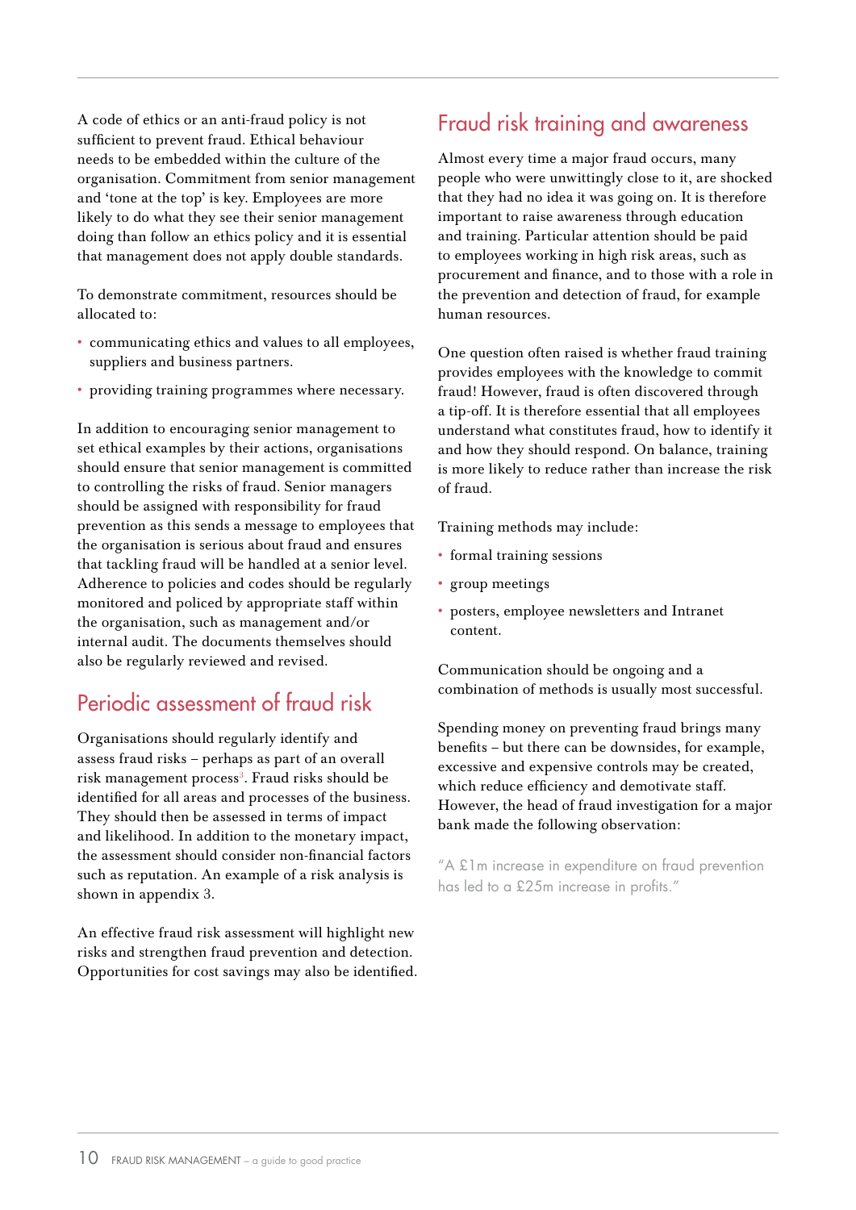A code of ethics or an anti-fraud policy is not sufficient to prevent fraud. Ethical behaviour needs to be embedded within the culture of the organisation. Commitment from senior management and 'tone at the top' is key. Employees are more likely to do what they see their senior management doing than follow an ethics policy and it is essential that management does not apply double standards.

To demonstrate commitment, resources should be allocated to:

- communicating ethics and values to all employees, suppliers and business partners.
- providing training programmes where necessary.

In addition to encouraging senior management to set ethical examples by their actions, organisations should ensure that senior management is committed to controlling the risks of fraud. Senior managers should be assigned with responsibility for fraud prevention as this sends a message to employees that the organisation is serious about fraud and ensures that tackling fraud will be handled at a senior level. Adherence to policies and codes should be regularly monitored and policed by appropriate staff within the organisation, such as management and/or internal audit. The documents themselves should also be regularly reviewed and revised.

## Periodic assessment of fraud risk

Organisations should regularly identify and assess fraud risks – perhaps as part of an overall risk management process[3]. Fraud risks should be identified for all areas and processes of the business. They should then be assessed in terms of impact and likelihood. In addition to the monetary impact, the assessment should consider non-financial factors such as reputation. An example of a risk analysis is shown in appendix 3.

An effective fraud risk assessment will highlight new risks and strengthen fraud prevention and detection. Opportunities for cost savings may also be identified.

## Fraud risk training and awareness

Almost every time a major fraud occurs, many people who were unwittingly close to it, are shocked that they had no idea it was going on. It is therefore important to raise awareness through education and training. Particular attention should be paid to employees working in high risk areas, such as procurement and finance, and to those with a role in the prevention and detection of fraud, for example human resources.

One question often raised is whether fraud training provides employees with the knowledge to commit fraud! However, fraud is often discovered through a tip-off. It is therefore essential that all employees understand what constitutes fraud, how to identify it and how they should respond. On balance, training is more likely to reduce rather than increase the risk of fraud.

Training methods may include:

- formal training sessions
- group meetings
- posters, employee newsletters and Intranet content.

Communication should be ongoing and a combination of methods is usually most successful.

Spending money on preventing fraud brings many benefits – but there can be downsides, for example, excessive and expensive controls may be created, which reduce efficiency and demotivate staff. However, the head of fraud investigation for a major bank made the following observation:

"A £1m increase in expenditure on fraud prevention has led to a £25m increase in profits."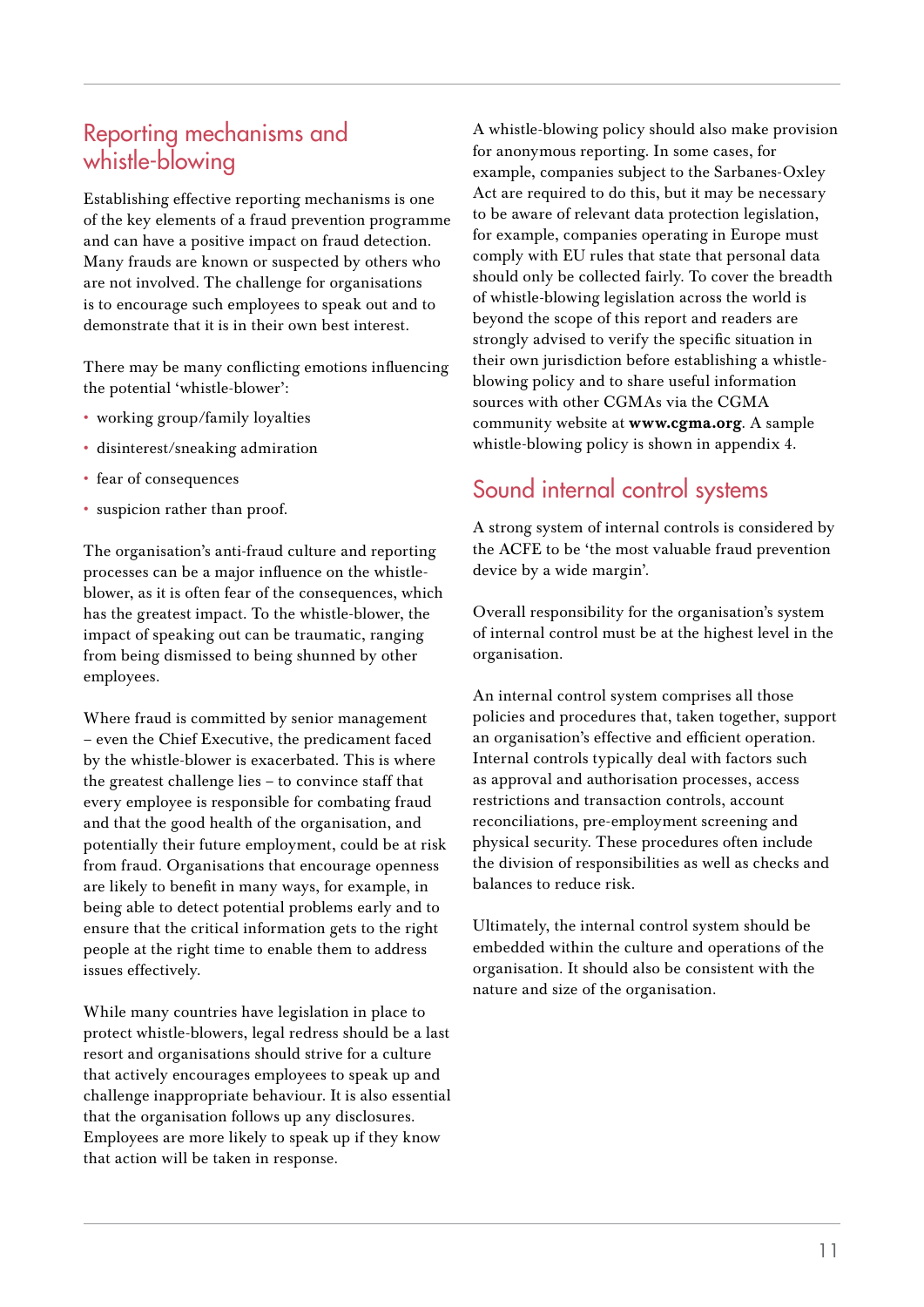## Reporting mechanisms and whistle-blowing

Establishing effective reporting mechanisms is one of the key elements of a fraud prevention programme and can have a positive impact on fraud detection. Many frauds are known or suspected by others who are not involved. The challenge for organisations is to encourage such employees to speak out and to demonstrate that it is in their own best interest.

There may be many conflicting emotions influencing the potential 'whistle-blower':

- working group/family loyalties
- disinterest/sneaking admiration
- fear of consequences
- suspicion rather than proof.

The organisation's anti-fraud culture and reporting processes can be a major influence on the whistle-blower, as it is often fear of the consequences, which has the greatest impact. To the whistle-blower, the impact of speaking out can be traumatic, ranging from being dismissed to being shunned by other employees.

Where fraud is committed by senior management – even the Chief Executive, the predicament faced by the whistle-blower is exacerbated. This is where the greatest challenge lies – to convince staff that every employee is responsible for combating fraud and that the good health of the organisation, and potentially their future employment, could be at risk from fraud. Organisations that encourage openness are likely to benefit in many ways, for example, in being able to detect potential problems early and to ensure that the critical information gets to the right people at the right time to enable them to address issues effectively.

While many countries have legislation in place to protect whistle-blowers, legal redress should be a last resort and organisations should strive for a culture that actively encourages employees to speak up and challenge inappropriate behaviour. It is also essential that the organisation follows up any disclosures. Employees are more likely to speak up if they know that action will be taken in response.

A whistle-blowing policy should also make provision for anonymous reporting. In some cases, for example, companies subject to the Sarbanes-Oxley Act are required to do this, but it may be necessary to be aware of relevant data protection legislation, for example, companies operating in Europe must comply with EU rules that state that personal data should only be collected fairly. To cover the breadth of whistle-blowing legislation across the world is beyond the scope of this report and readers are strongly advised to verify the specific situation in their own jurisdiction before establishing a whistle-blowing policy and to share useful information sources with other CGMAs via the CGMA community website at **www.cgma.org**. A sample whistle-blowing policy is shown in appendix 4.

## Sound internal control systems

A strong system of internal controls is considered by the ACFE to be 'the most valuable fraud prevention device by a wide margin'.

Overall responsibility for the organisation's system of internal control must be at the highest level in the organisation.

An internal control system comprises all those policies and procedures that, taken together, support an organisation's effective and efficient operation. Internal controls typically deal with factors such as approval and authorisation processes, access restrictions and transaction controls, account reconciliations, pre-employment screening and physical security. These procedures often include the division of responsibilities as well as checks and balances to reduce risk.

Ultimately, the internal control system should be embedded within the culture and operations of the organisation. It should also be consistent with the nature and size of the organisation.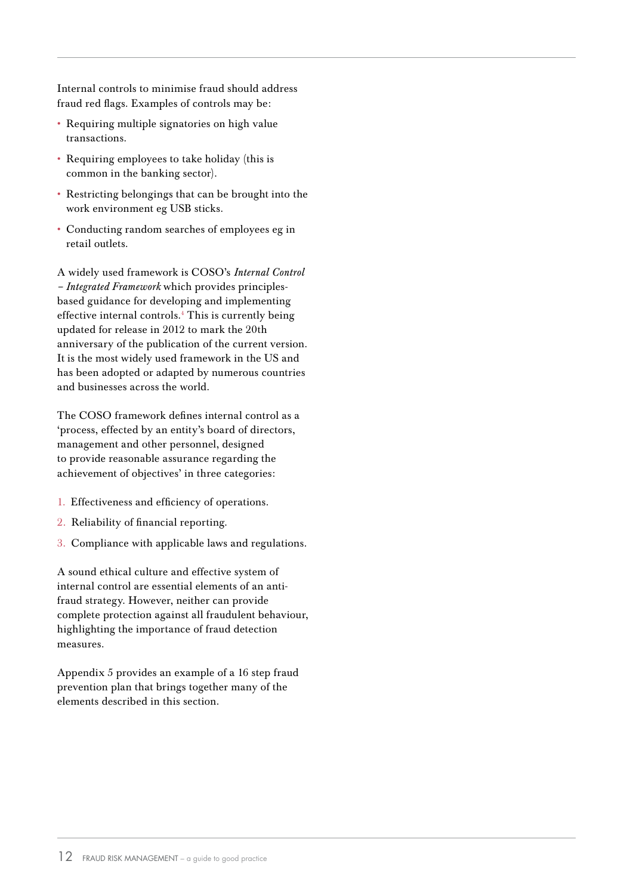Internal controls to minimise fraud should address fraud red flags. Examples of controls may be:

- Requiring multiple signatories on high value transactions.
- Requiring employees to take holiday (this is common in the banking sector).
- Restricting belongings that can be brought into the work environment eg USB sticks.
- Conducting random searches of employees eg in retail outlets.

A widely used framework is COSO's *Internal Control – Integrated Framework* which provides principles-based guidance for developing and implementing effective internal controls.[4] This is currently being updated for release in 2012 to mark the 20th anniversary of the publication of the current version. It is the most widely used framework in the US and has been adopted or adapted by numerous countries and businesses across the world.

The COSO framework defines internal control as a 'process, effected by an entity's board of directors, management and other personnel, designed to provide reasonable assurance regarding the achievement of objectives' in three categories:

1. Effectiveness and efficiency of operations.
2. Reliability of financial reporting.
3. Compliance with applicable laws and regulations.

A sound ethical culture and effective system of internal control are essential elements of an anti-fraud strategy. However, neither can provide complete protection against all fraudulent behaviour, highlighting the importance of fraud detection measures.

Appendix 5 provides an example of a 16 step fraud prevention plan that brings together many of the elements described in this section.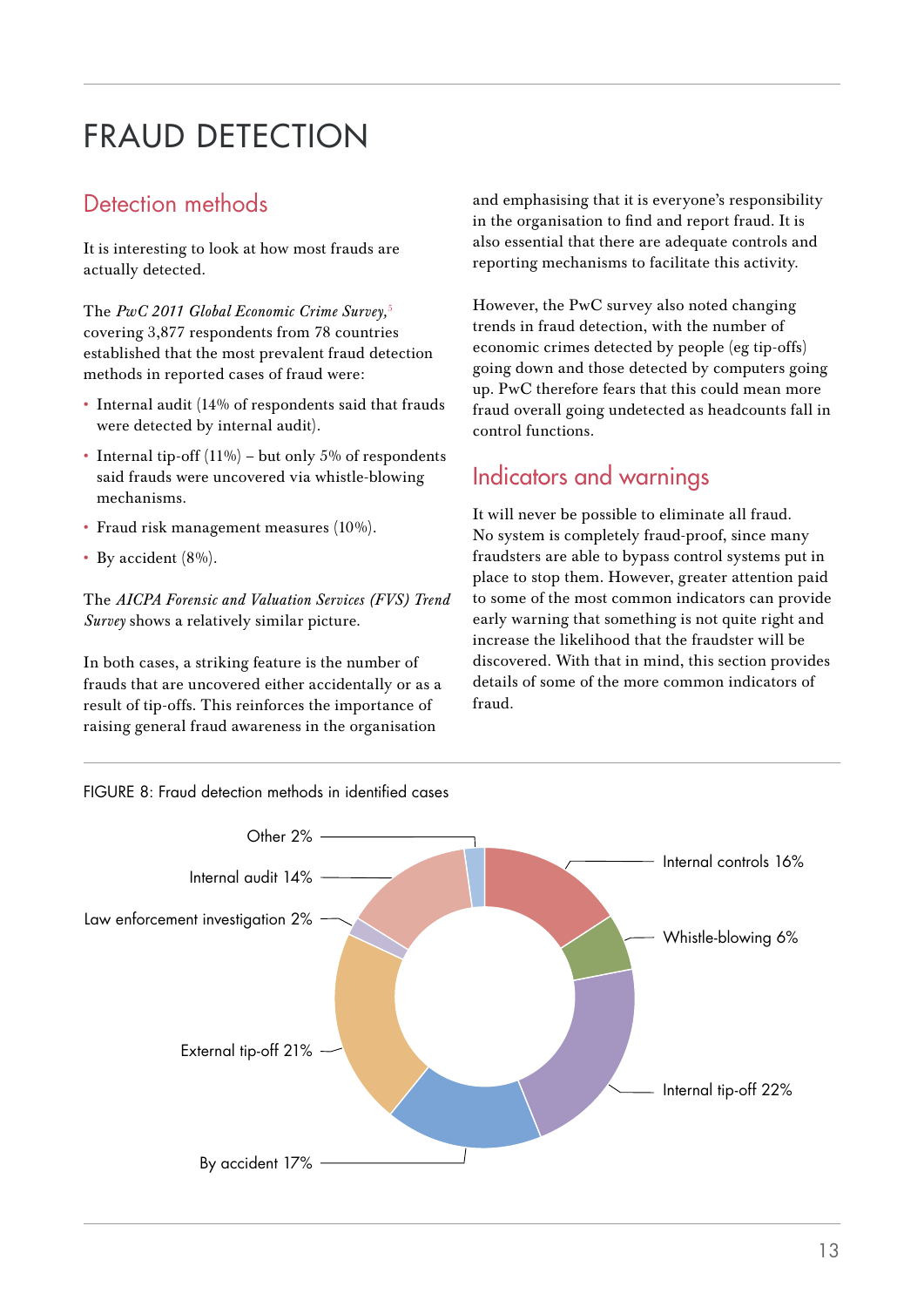# FRAUD DETECTION

## Detection methods

It is interesting to look at how most frauds are actually detected.

The *PwC 2011 Global Economic Crime Survey,*[5] covering 3,877 respondents from 78 countries established that the most prevalent fraud detection methods in reported cases of fraud were:

- Internal audit (14% of respondents said that frauds were detected by internal audit).
- Internal tip-off (11%) – but only 5% of respondents said frauds were uncovered via whistle-blowing mechanisms.
- Fraud risk management measures (10%).
- By accident (8%).

The *AICPA Forensic and Valuation Services (FVS) Trend Survey* shows a relatively similar picture.

In both cases, a striking feature is the number of frauds that are uncovered either accidentally or as a result of tip-offs. This reinforces the importance of raising general fraud awareness in the organisation and emphasising that it is everyone's responsibility in the organisation to find and report fraud. It is also essential that there are adequate controls and reporting mechanisms to facilitate this activity.

However, the PwC survey also noted changing trends in fraud detection, with the number of economic crimes detected by people (eg tip-offs) going down and those detected by computers going up. PwC therefore fears that this could mean more fraud overall going undetected as headcounts fall in control functions.

## Indicators and warnings

It will never be possible to eliminate all fraud. No system is completely fraud-proof, since many fraudsters are able to bypass control systems put in place to stop them. However, greater attention paid to some of the most common indicators can provide early warning that something is not quite right and increase the likelihood that the fraudster will be discovered. With that in mind, this section provides details of some of the more common indicators of fraud.

FIGURE 8: Fraud detection methods in identified cases

| Detection method | % |
|---|---|
| Internal controls | 16% |
| Whistle-blowing | 6% |
| Internal tip-off | 22% |
| By accident | 17% |
| External tip-off | 21% |
| Law enforcement investigation | 2% |
| Internal audit | 14% |
| Other | 2% |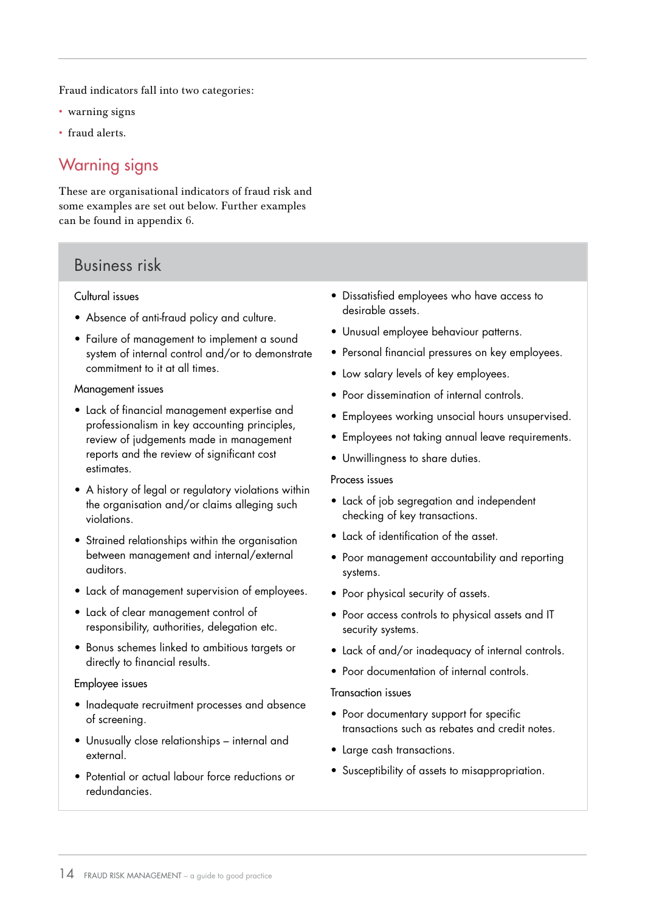Fraud indicators fall into two categories:

- warning signs
- fraud alerts.

## Warning signs

These are organisational indicators of fraud risk and some examples are set out below. Further examples can be found in appendix 6.

### Business risk

Cultural issues

- Absence of anti-fraud policy and culture.
- Failure of management to implement a sound system of internal control and/or to demonstrate commitment to it at all times.

Management issues

- Lack of financial management expertise and professionalism in key accounting principles, review of judgements made in management reports and the review of significant cost estimates.
- A history of legal or regulatory violations within the organisation and/or claims alleging such violations.
- Strained relationships within the organisation between management and internal/external auditors.
- Lack of management supervision of employees.
- Lack of clear management control of responsibility, authorities, delegation etc.
- Bonus schemes linked to ambitious targets or directly to financial results.

Employee issues

- Inadequate recruitment processes and absence of screening.
- Unusually close relationships – internal and external.
- Potential or actual labour force reductions or redundancies.
- Dissatisfied employees who have access to desirable assets.
- Unusual employee behaviour patterns.
- Personal financial pressures on key employees.
- Low salary levels of key employees.
- Poor dissemination of internal controls.
- Employees working unsocial hours unsupervised.
- Employees not taking annual leave requirements.
- Unwillingness to share duties.

Process issues

- Lack of job segregation and independent checking of key transactions.
- Lack of identification of the asset.
- Poor management accountability and reporting systems.
- Poor physical security of assets.
- Poor access controls to physical assets and IT security systems.
- Lack of and/or inadequacy of internal controls.
- Poor documentation of internal controls.

Transaction issues

- Poor documentary support for specific transactions such as rebates and credit notes.
- Large cash transactions.
- Susceptibility of assets to misappropriation.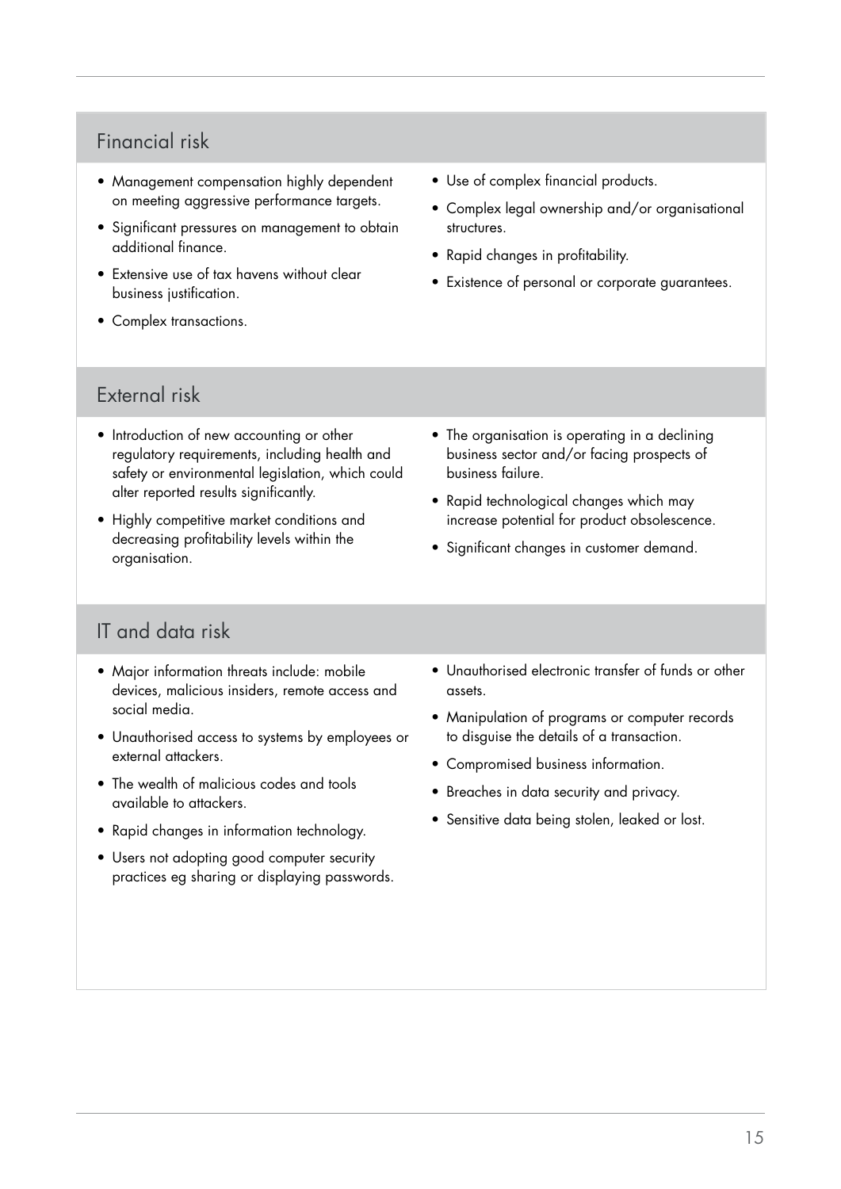## Financial risk

- Management compensation highly dependent on meeting aggressive performance targets.
- Significant pressures on management to obtain additional finance.
- Extensive use of tax havens without clear business justification.
- Complex transactions.
- Use of complex financial products.
- Complex legal ownership and/or organisational structures.
- Rapid changes in profitability.
- Existence of personal or corporate guarantees.

## External risk

- Introduction of new accounting or other regulatory requirements, including health and safety or environmental legislation, which could alter reported results significantly.
- Highly competitive market conditions and decreasing profitability levels within the organisation.
- The organisation is operating in a declining business sector and/or facing prospects of business failure.
- Rapid technological changes which may increase potential for product obsolescence.
- Significant changes in customer demand.

## IT and data risk

- Major information threats include: mobile devices, malicious insiders, remote access and social media.
- Unauthorised access to systems by employees or external attackers.
- The wealth of malicious codes and tools available to attackers.
- Rapid changes in information technology.
- Users not adopting good computer security practices eg sharing or displaying passwords.
- Unauthorised electronic transfer of funds or other assets.
- Manipulation of programs or computer records to disguise the details of a transaction.
- Compromised business information.
- Breaches in data security and privacy.
- Sensitive data being stolen, leaked or lost.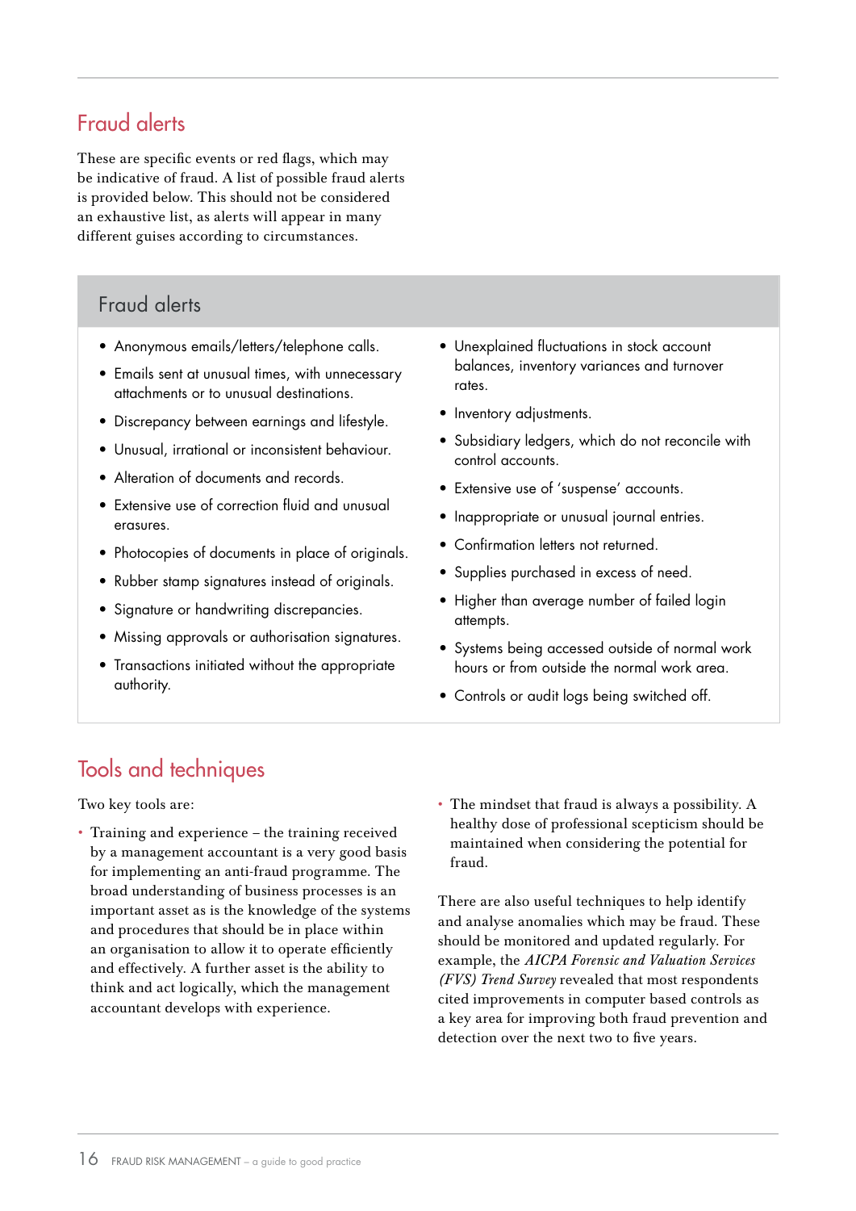## Fraud alerts

These are specific events or red flags, which may be indicative of fraud. A list of possible fraud alerts is provided below. This should not be considered an exhaustive list, as alerts will appear in many different guises according to circumstances.

### Fraud alerts

- Anonymous emails/letters/telephone calls.
- Emails sent at unusual times, with unnecessary attachments or to unusual destinations.
- Discrepancy between earnings and lifestyle.
- Unusual, irrational or inconsistent behaviour.
- Alteration of documents and records.
- Extensive use of correction fluid and unusual erasures.
- Photocopies of documents in place of originals.
- Rubber stamp signatures instead of originals.
- Signature or handwriting discrepancies.
- Missing approvals or authorisation signatures.
- Transactions initiated without the appropriate authority.
- Unexplained fluctuations in stock account balances, inventory variances and turnover rates.
- Inventory adjustments.
- Subsidiary ledgers, which do not reconcile with control accounts.
- Extensive use of 'suspense' accounts.
- Inappropriate or unusual journal entries.
- Confirmation letters not returned.
- Supplies purchased in excess of need.
- Higher than average number of failed login attempts.
- Systems being accessed outside of normal work hours or from outside the normal work area.
- Controls or audit logs being switched off.

## Tools and techniques

Two key tools are:

- Training and experience – the training received by a management accountant is a very good basis for implementing an anti-fraud programme. The broad understanding of business processes is an important asset as is the knowledge of the systems and procedures that should be in place within an organisation to allow it to operate efficiently and effectively. A further asset is the ability to think and act logically, which the management accountant develops with experience.
- The mindset that fraud is always a possibility. A healthy dose of professional scepticism should be maintained when considering the potential for fraud.

There are also useful techniques to help identify and analyse anomalies which may be fraud. These should be monitored and updated regularly. For example, the *AICPA Forensic and Valuation Services (FVS) Trend Survey* revealed that most respondents cited improvements in computer based controls as a key area for improving both fraud prevention and detection over the next two to five years.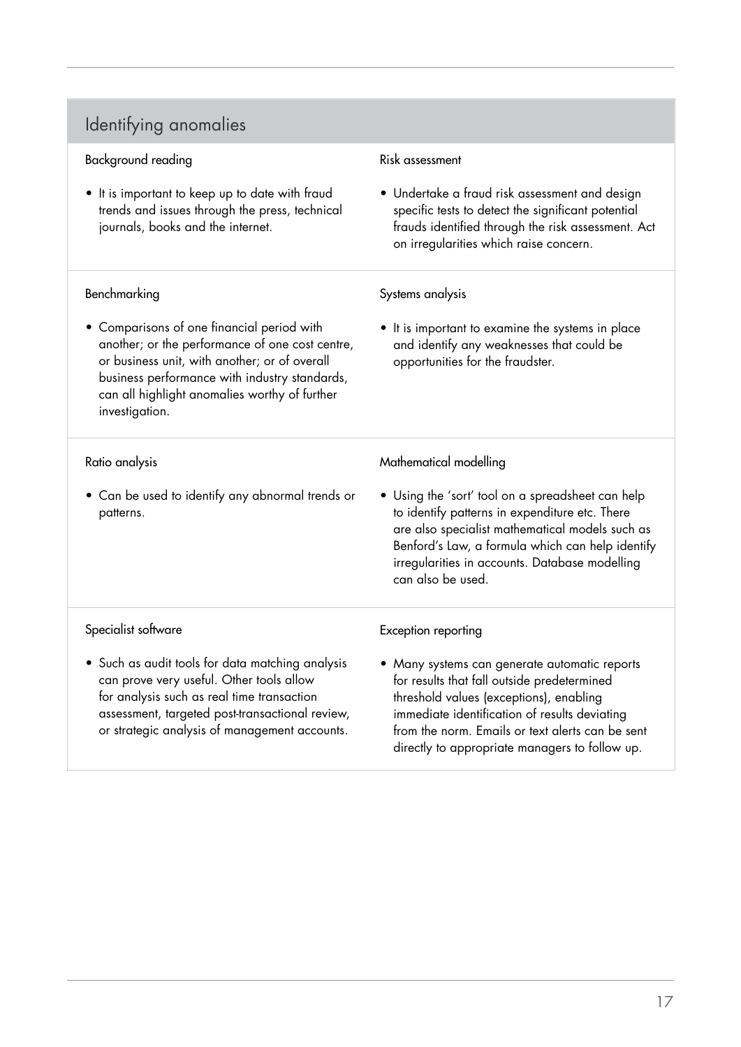## Identifying anomalies

### Background reading

- It is important to keep up to date with fraud trends and issues through the press, technical journals, books and the internet.

### Risk assessment

- Undertake a fraud risk assessment and design specific tests to detect the significant potential frauds identified through the risk assessment. Act on irregularities which raise concern.

### Benchmarking

- Comparisons of one financial period with another; or the performance of one cost centre, or business unit, with another; or of overall business performance with industry standards, can all highlight anomalies worthy of further investigation.

### Systems analysis

- It is important to examine the systems in place and identify any weaknesses that could be opportunities for the fraudster.

### Ratio analysis

- Can be used to identify any abnormal trends or patterns.

### Mathematical modelling

- Using the 'sort' tool on a spreadsheet can help to identify patterns in expenditure etc. There are also specialist mathematical models such as Benford's Law, a formula which can help identify irregularities in accounts. Database modelling can also be used.

### Specialist software

- Such as audit tools for data matching analysis can prove very useful. Other tools allow for analysis such as real time transaction assessment, targeted post-transactional review, or strategic analysis of management accounts.

### Exception reporting

- Many systems can generate automatic reports for results that fall outside predetermined threshold values (exceptions), enabling immediate identification of results deviating from the norm. Emails or text alerts can be sent directly to appropriate managers to follow up.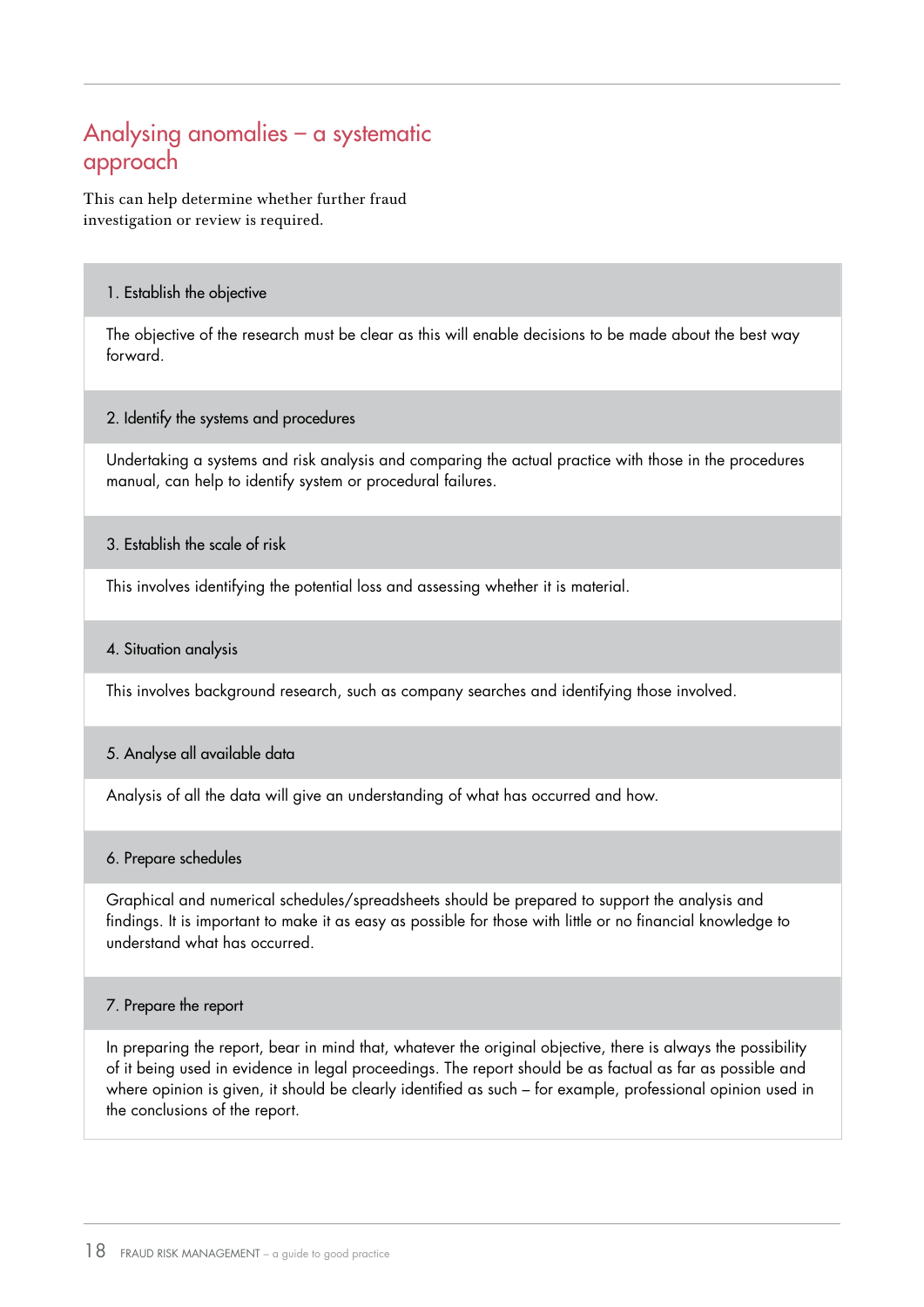## Analysing anomalies – a systematic approach

This can help determine whether further fraud investigation or review is required.

### 1. Establish the objective

The objective of the research must be clear as this will enable decisions to be made about the best way forward.

### 2. Identify the systems and procedures

Undertaking a systems and risk analysis and comparing the actual practice with those in the procedures manual, can help to identify system or procedural failures.

### 3. Establish the scale of risk

This involves identifying the potential loss and assessing whether it is material.

### 4. Situation analysis

This involves background research, such as company searches and identifying those involved.

### 5. Analyse all available data

Analysis of all the data will give an understanding of what has occurred and how.

### 6. Prepare schedules

Graphical and numerical schedules/spreadsheets should be prepared to support the analysis and findings. It is important to make it as easy as possible for those with little or no financial knowledge to understand what has occurred.

### 7. Prepare the report

In preparing the report, bear in mind that, whatever the original objective, there is always the possibility of it being used in evidence in legal proceedings. The report should be as factual as far as possible and where opinion is given, it should be clearly identified as such – for example, professional opinion used in the conclusions of the report.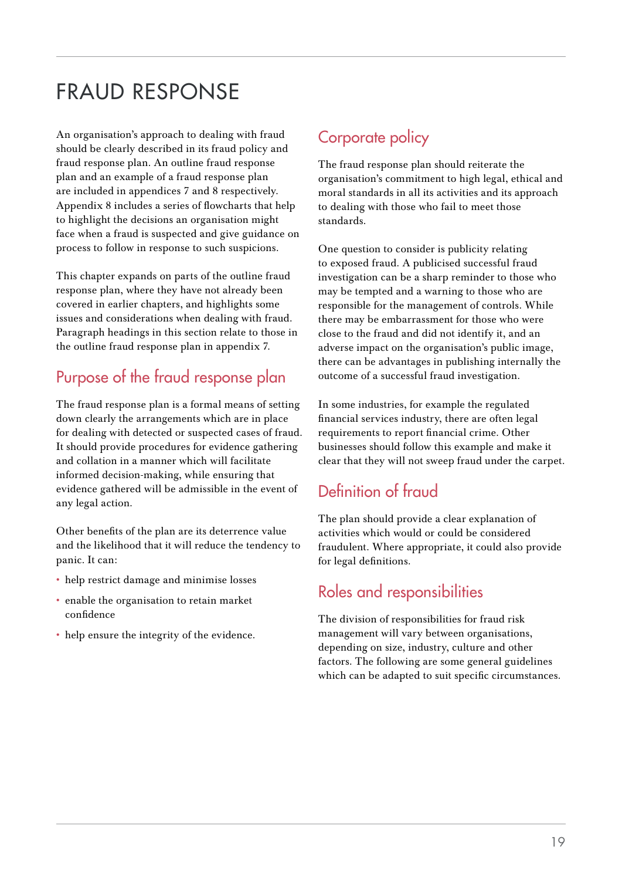# FRAUD RESPONSE

An organisation's approach to dealing with fraud should be clearly described in its fraud policy and fraud response plan. An outline fraud response plan and an example of a fraud response plan are included in appendices 7 and 8 respectively. Appendix 8 includes a series of flowcharts that help to highlight the decisions an organisation might face when a fraud is suspected and give guidance on process to follow in response to such suspicions.

This chapter expands on parts of the outline fraud response plan, where they have not already been covered in earlier chapters, and highlights some issues and considerations when dealing with fraud. Paragraph headings in this section relate to those in the outline fraud response plan in appendix 7.

## Purpose of the fraud response plan

The fraud response plan is a formal means of setting down clearly the arrangements which are in place for dealing with detected or suspected cases of fraud. It should provide procedures for evidence gathering and collation in a manner which will facilitate informed decision-making, while ensuring that evidence gathered will be admissible in the event of any legal action.

Other benefits of the plan are its deterrence value and the likelihood that it will reduce the tendency to panic. It can:

- help restrict damage and minimise losses
- enable the organisation to retain market confidence
- help ensure the integrity of the evidence.

## Corporate policy

The fraud response plan should reiterate the organisation's commitment to high legal, ethical and moral standards in all its activities and its approach to dealing with those who fail to meet those standards.

One question to consider is publicity relating to exposed fraud. A publicised successful fraud investigation can be a sharp reminder to those who may be tempted and a warning to those who are responsible for the management of controls. While there may be embarrassment for those who were close to the fraud and did not identify it, and an adverse impact on the organisation's public image, there can be advantages in publishing internally the outcome of a successful fraud investigation.

In some industries, for example the regulated financial services industry, there are often legal requirements to report financial crime. Other businesses should follow this example and make it clear that they will not sweep fraud under the carpet.

## Definition of fraud

The plan should provide a clear explanation of activities which would or could be considered fraudulent. Where appropriate, it could also provide for legal definitions.

## Roles and responsibilities

The division of responsibilities for fraud risk management will vary between organisations, depending on size, industry, culture and other factors. The following are some general guidelines which can be adapted to suit specific circumstances.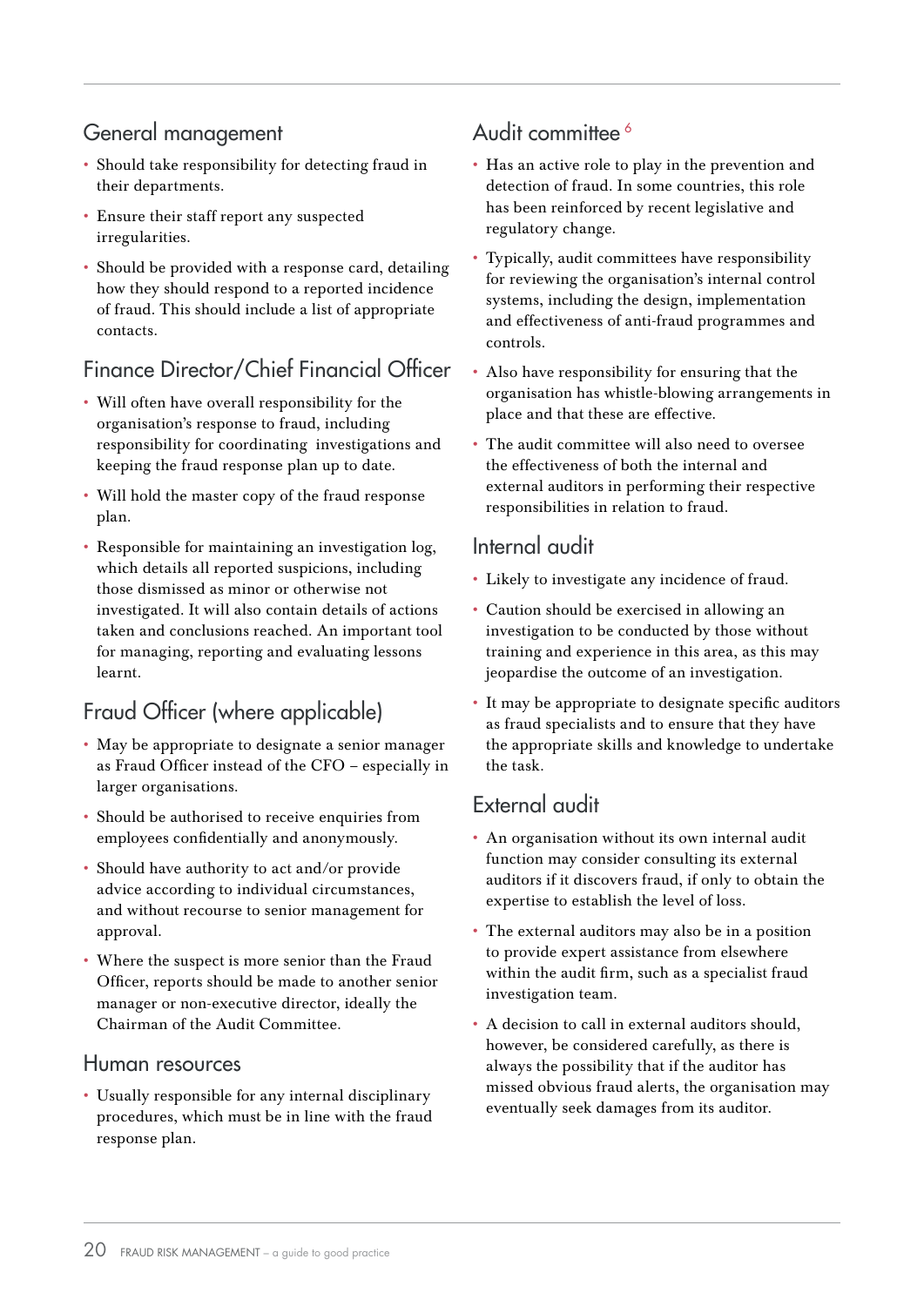## General management

- Should take responsibility for detecting fraud in their departments.
- Ensure their staff report any suspected irregularities.
- Should be provided with a response card, detailing how they should respond to a reported incidence of fraud. This should include a list of appropriate contacts.

## Finance Director/Chief Financial Officer

- Will often have overall responsibility for the organisation's response to fraud, including responsibility for coordinating investigations and keeping the fraud response plan up to date.
- Will hold the master copy of the fraud response plan.
- Responsible for maintaining an investigation log, which details all reported suspicions, including those dismissed as minor or otherwise not investigated. It will also contain details of actions taken and conclusions reached. An important tool for managing, reporting and evaluating lessons learnt.

## Fraud Officer (where applicable)

- May be appropriate to designate a senior manager as Fraud Officer instead of the CFO – especially in larger organisations.
- Should be authorised to receive enquiries from employees confidentially and anonymously.
- Should have authority to act and/or provide advice according to individual circumstances, and without recourse to senior management for approval.
- Where the suspect is more senior than the Fraud Officer, reports should be made to another senior manager or non-executive director, ideally the Chairman of the Audit Committee.

## Human resources

- Usually responsible for any internal disciplinary procedures, which must be in line with the fraud response plan.

## Audit committee [6]

- Has an active role to play in the prevention and detection of fraud. In some countries, this role has been reinforced by recent legislative and regulatory change.
- Typically, audit committees have responsibility for reviewing the organisation's internal control systems, including the design, implementation and effectiveness of anti-fraud programmes and controls.
- Also have responsibility for ensuring that the organisation has whistle-blowing arrangements in place and that these are effective.
- The audit committee will also need to oversee the effectiveness of both the internal and external auditors in performing their respective responsibilities in relation to fraud.

## Internal audit

- Likely to investigate any incidence of fraud.
- Caution should be exercised in allowing an investigation to be conducted by those without training and experience in this area, as this may jeopardise the outcome of an investigation.
- It may be appropriate to designate specific auditors as fraud specialists and to ensure that they have the appropriate skills and knowledge to undertake the task.

## External audit

- An organisation without its own internal audit function may consider consulting its external auditors if it discovers fraud, if only to obtain the expertise to establish the level of loss.
- The external auditors may also be in a position to provide expert assistance from elsewhere within the audit firm, such as a specialist fraud investigation team.
- A decision to call in external auditors should, however, be considered carefully, as there is always the possibility that if the auditor has missed obvious fraud alerts, the organisation may eventually seek damages from its auditor.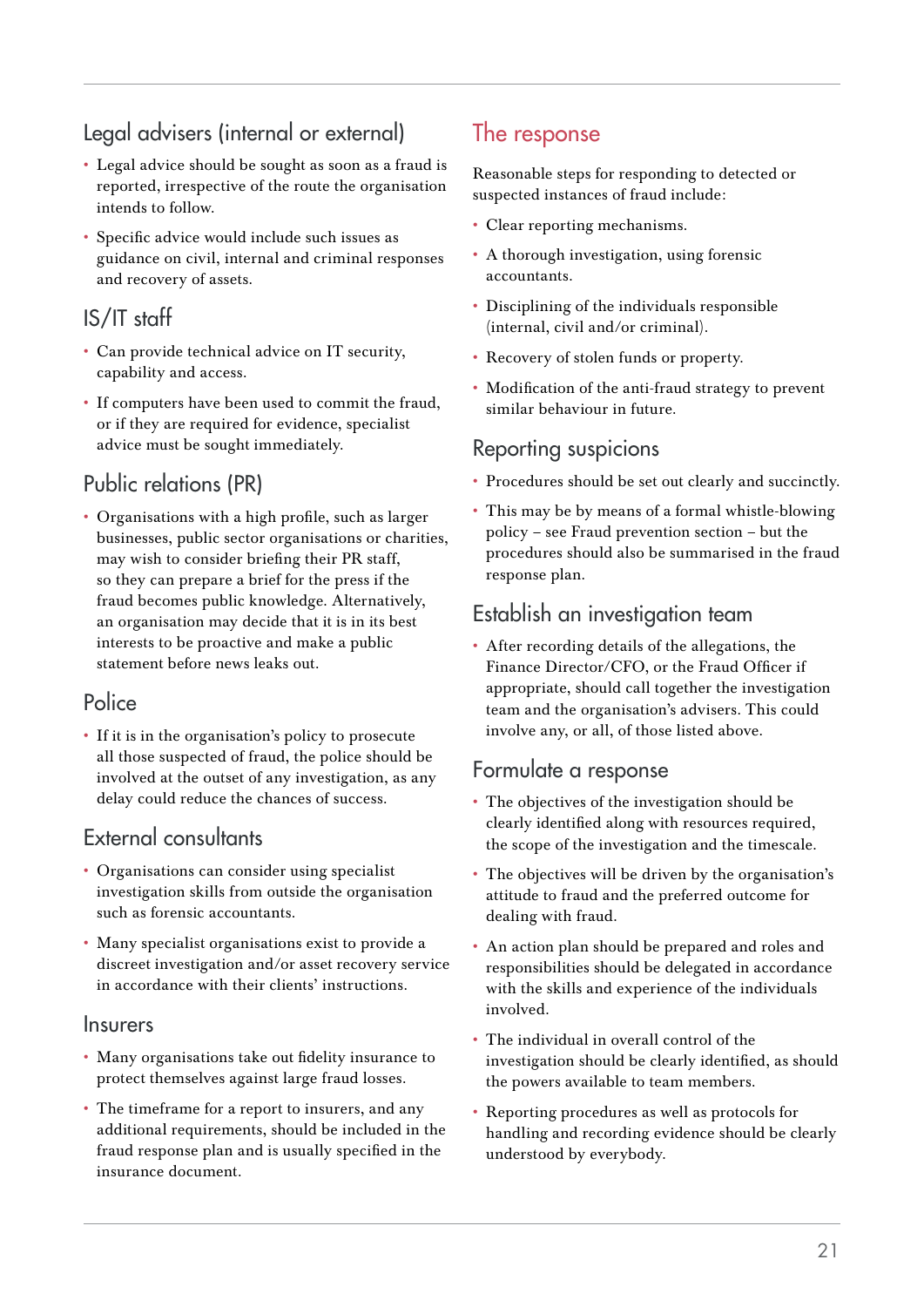### Legal advisers (internal or external)

- Legal advice should be sought as soon as a fraud is reported, irrespective of the route the organisation intends to follow.
- Specific advice would include such issues as guidance on civil, internal and criminal responses and recovery of assets.

### IS/IT staff

- Can provide technical advice on IT security, capability and access.
- If computers have been used to commit the fraud, or if they are required for evidence, specialist advice must be sought immediately.

### Public relations (PR)

- Organisations with a high profile, such as larger businesses, public sector organisations or charities, may wish to consider briefing their PR staff, so they can prepare a brief for the press if the fraud becomes public knowledge. Alternatively, an organisation may decide that it is in its best interests to be proactive and make a public statement before news leaks out.

### Police

- If it is in the organisation's policy to prosecute all those suspected of fraud, the police should be involved at the outset of any investigation, as any delay could reduce the chances of success.

### External consultants

- Organisations can consider using specialist investigation skills from outside the organisation such as forensic accountants.
- Many specialist organisations exist to provide a discreet investigation and/or asset recovery service in accordance with their clients' instructions.

### Insurers

- Many organisations take out fidelity insurance to protect themselves against large fraud losses.
- The timeframe for a report to insurers, and any additional requirements, should be included in the fraud response plan and is usually specified in the insurance document.

## The response

Reasonable steps for responding to detected or suspected instances of fraud include:

- Clear reporting mechanisms.
- A thorough investigation, using forensic accountants.
- Disciplining of the individuals responsible (internal, civil and/or criminal).
- Recovery of stolen funds or property.
- Modification of the anti-fraud strategy to prevent similar behaviour in future.

### Reporting suspicions

- Procedures should be set out clearly and succinctly.
- This may be by means of a formal whistle-blowing policy – see Fraud prevention section – but the procedures should also be summarised in the fraud response plan.

### Establish an investigation team

- After recording details of the allegations, the Finance Director/CFO, or the Fraud Officer if appropriate, should call together the investigation team and the organisation's advisers. This could involve any, or all, of those listed above.

### Formulate a response

- The objectives of the investigation should be clearly identified along with resources required, the scope of the investigation and the timescale.
- The objectives will be driven by the organisation's attitude to fraud and the preferred outcome for dealing with fraud.
- An action plan should be prepared and roles and responsibilities should be delegated in accordance with the skills and experience of the individuals involved.
- The individual in overall control of the investigation should be clearly identified, as should the powers available to team members.
- Reporting procedures as well as protocols for handling and recording evidence should be clearly understood by everybody.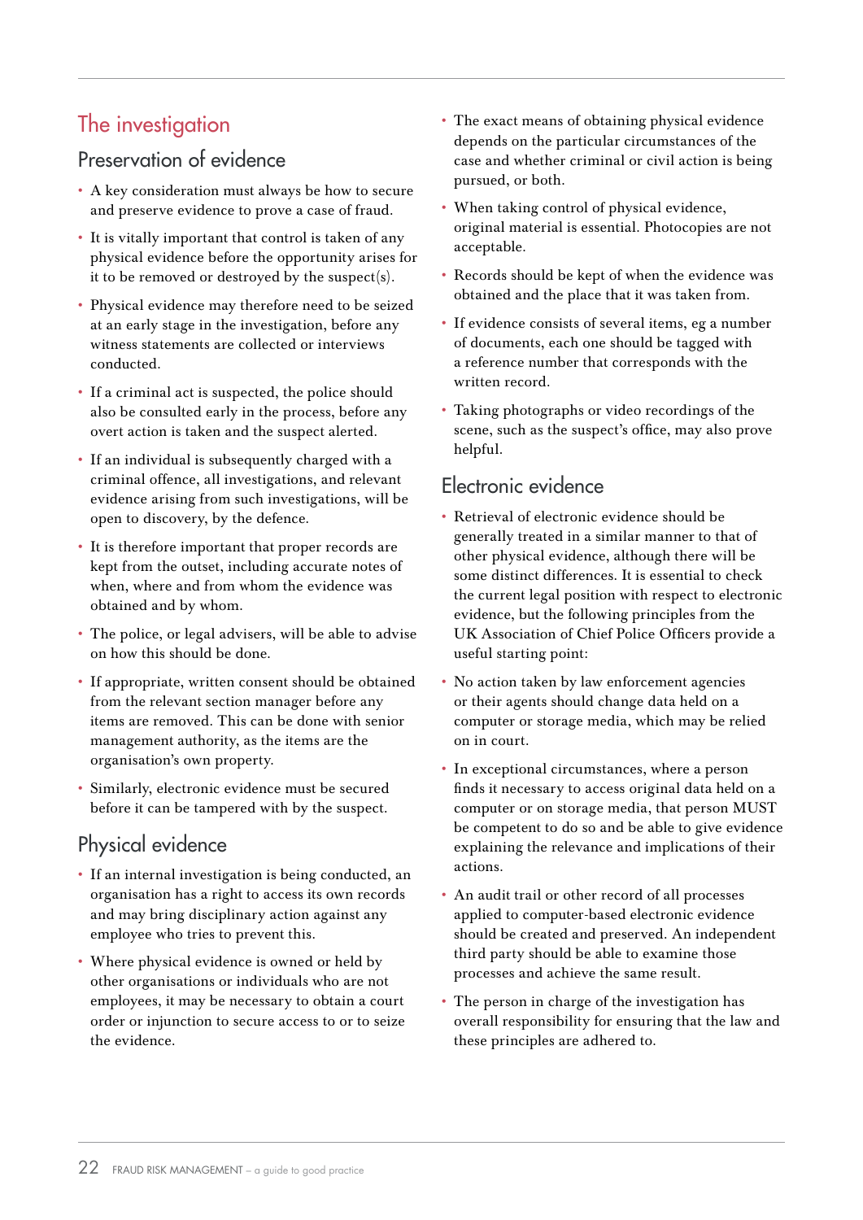# The investigation

## Preservation of evidence

- A key consideration must always be how to secure and preserve evidence to prove a case of fraud.
- It is vitally important that control is taken of any physical evidence before the opportunity arises for it to be removed or destroyed by the suspect(s).
- Physical evidence may therefore need to be seized at an early stage in the investigation, before any witness statements are collected or interviews conducted.
- If a criminal act is suspected, the police should also be consulted early in the process, before any overt action is taken and the suspect alerted.
- If an individual is subsequently charged with a criminal offence, all investigations, and relevant evidence arising from such investigations, will be open to discovery, by the defence.
- It is therefore important that proper records are kept from the outset, including accurate notes of when, where and from whom the evidence was obtained and by whom.
- The police, or legal advisers, will be able to advise on how this should be done.
- If appropriate, written consent should be obtained from the relevant section manager before any items are removed. This can be done with senior management authority, as the items are the organisation's own property.
- Similarly, electronic evidence must be secured before it can be tampered with by the suspect.

## Physical evidence

- If an internal investigation is being conducted, an organisation has a right to access its own records and may bring disciplinary action against any employee who tries to prevent this.
- Where physical evidence is owned or held by other organisations or individuals who are not employees, it may be necessary to obtain a court order or injunction to secure access to or to seize the evidence.
- The exact means of obtaining physical evidence depends on the particular circumstances of the case and whether criminal or civil action is being pursued, or both.
- When taking control of physical evidence, original material is essential. Photocopies are not acceptable.
- Records should be kept of when the evidence was obtained and the place that it was taken from.
- If evidence consists of several items, eg a number of documents, each one should be tagged with a reference number that corresponds with the written record.
- Taking photographs or video recordings of the scene, such as the suspect's office, may also prove helpful.

## Electronic evidence

- Retrieval of electronic evidence should be generally treated in a similar manner to that of other physical evidence, although there will be some distinct differences. It is essential to check the current legal position with respect to electronic evidence, but the following principles from the UK Association of Chief Police Officers provide a useful starting point:
- No action taken by law enforcement agencies or their agents should change data held on a computer or storage media, which may be relied on in court.
- In exceptional circumstances, where a person finds it necessary to access original data held on a computer or on storage media, that person MUST be competent to do so and be able to give evidence explaining the relevance and implications of their actions.
- An audit trail or other record of all processes applied to computer-based electronic evidence should be created and preserved. An independent third party should be able to examine those processes and achieve the same result.
- The person in charge of the investigation has overall responsibility for ensuring that the law and these principles are adhered to.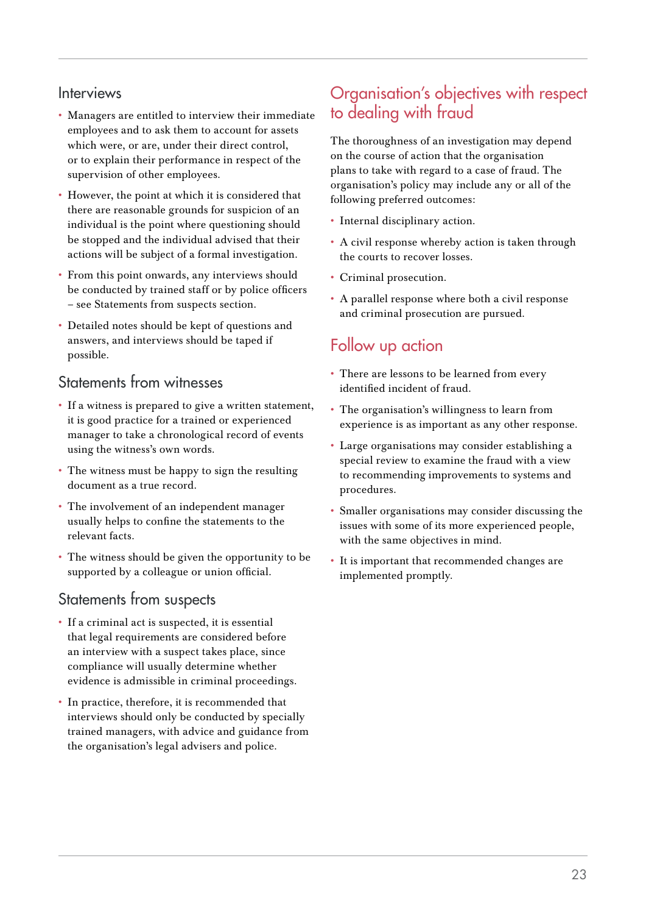## Interviews

- Managers are entitled to interview their immediate employees and to ask them to account for assets which were, or are, under their direct control, or to explain their performance in respect of the supervision of other employees.
- However, the point at which it is considered that there are reasonable grounds for suspicion of an individual is the point where questioning should be stopped and the individual advised that their actions will be subject of a formal investigation.
- From this point onwards, any interviews should be conducted by trained staff or by police officers – see Statements from suspects section.
- Detailed notes should be kept of questions and answers, and interviews should be taped if possible.

## Statements from witnesses

- If a witness is prepared to give a written statement, it is good practice for a trained or experienced manager to take a chronological record of events using the witness's own words.
- The witness must be happy to sign the resulting document as a true record.
- The involvement of an independent manager usually helps to confine the statements to the relevant facts.
- The witness should be given the opportunity to be supported by a colleague or union official.

## Statements from suspects

- If a criminal act is suspected, it is essential that legal requirements are considered before an interview with a suspect takes place, since compliance will usually determine whether evidence is admissible in criminal proceedings.
- In practice, therefore, it is recommended that interviews should only be conducted by specially trained managers, with advice and guidance from the organisation's legal advisers and police.

## Organisation's objectives with respect to dealing with fraud

The thoroughness of an investigation may depend on the course of action that the organisation plans to take with regard to a case of fraud. The organisation's policy may include any or all of the following preferred outcomes:

- Internal disciplinary action.
- A civil response whereby action is taken through the courts to recover losses.
- Criminal prosecution.
- A parallel response where both a civil response and criminal prosecution are pursued.

## Follow up action

- There are lessons to be learned from every identified incident of fraud.
- The organisation's willingness to learn from experience is as important as any other response.
- Large organisations may consider establishing a special review to examine the fraud with a view to recommending improvements to systems and procedures.
- Smaller organisations may consider discussing the issues with some of its more experienced people, with the same objectives in mind.
- It is important that recommended changes are implemented promptly.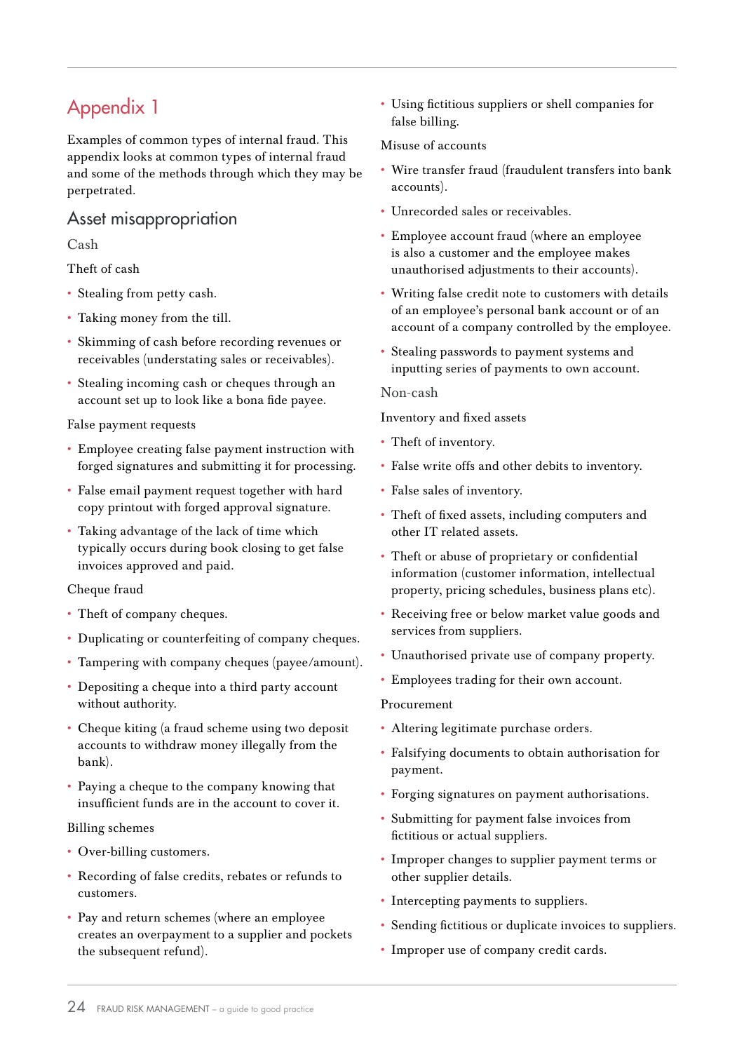# Appendix 1

Examples of common types of internal fraud. This appendix looks at common types of internal fraud and some of the methods through which they may be perpetrated.

## Asset misappropriation

### Cash

#### Theft of cash

- Stealing from petty cash.
- Taking money from the till.
- Skimming of cash before recording revenues or receivables (understating sales or receivables).
- Stealing incoming cash or cheques through an account set up to look like a bona fide payee.

#### False payment requests

- Employee creating false payment instruction with forged signatures and submitting it for processing.
- False email payment request together with hard copy printout with forged approval signature.
- Taking advantage of the lack of time which typically occurs during book closing to get false invoices approved and paid.

#### Cheque fraud

- Theft of company cheques.
- Duplicating or counterfeiting of company cheques.
- Tampering with company cheques (payee/amount).
- Depositing a cheque into a third party account without authority.
- Cheque kiting (a fraud scheme using two deposit accounts to withdraw money illegally from the bank).
- Paying a cheque to the company knowing that insufficient funds are in the account to cover it.

#### Billing schemes

- Over-billing customers.
- Recording of false credits, rebates or refunds to customers.
- Pay and return schemes (where an employee creates an overpayment to a supplier and pockets the subsequent refund).
- Using fictitious suppliers or shell companies for false billing.

#### Misuse of accounts

- Wire transfer fraud (fraudulent transfers into bank accounts).
- Unrecorded sales or receivables.
- Employee account fraud (where an employee is also a customer and the employee makes unauthorised adjustments to their accounts).
- Writing false credit note to customers with details of an employee's personal bank account or of an account of a company controlled by the employee.
- Stealing passwords to payment systems and inputting series of payments to own account.

### Non-cash

#### Inventory and fixed assets

- Theft of inventory.
- False write offs and other debits to inventory.
- False sales of inventory.
- Theft of fixed assets, including computers and other IT related assets.
- Theft or abuse of proprietary or confidential information (customer information, intellectual property, pricing schedules, business plans etc).
- Receiving free or below market value goods and services from suppliers.
- Unauthorised private use of company property.
- Employees trading for their own account.

#### Procurement

- Altering legitimate purchase orders.
- Falsifying documents to obtain authorisation for payment.
- Forging signatures on payment authorisations.
- Submitting for payment false invoices from fictitious or actual suppliers.
- Improper changes to supplier payment terms or other supplier details.
- Intercepting payments to suppliers.
- Sending fictitious or duplicate invoices to suppliers.
- Improper use of company credit cards.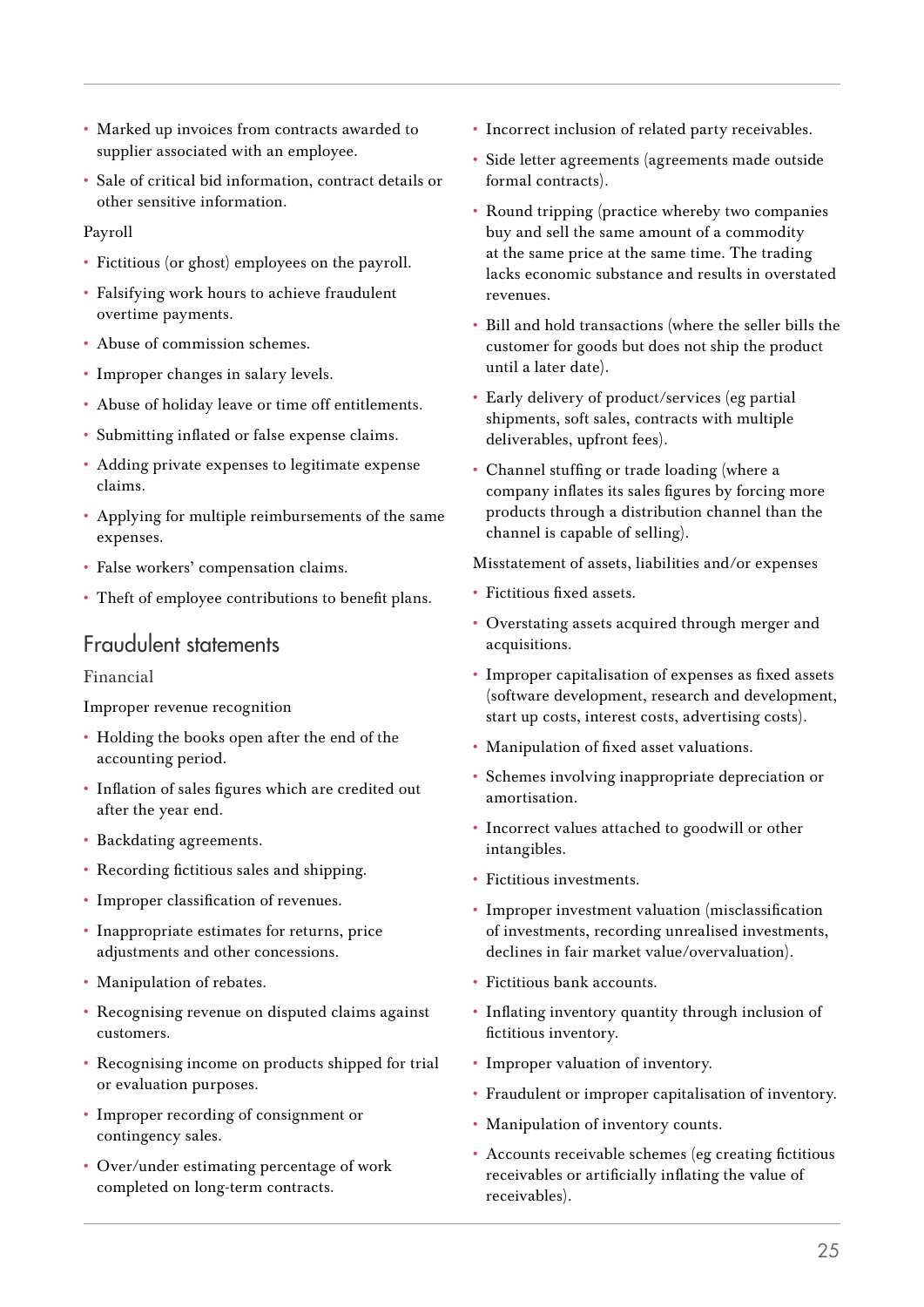- Marked up invoices from contracts awarded to supplier associated with an employee.
- Sale of critical bid information, contract details or other sensitive information.

Payroll

- Fictitious (or ghost) employees on the payroll.
- Falsifying work hours to achieve fraudulent overtime payments.
- Abuse of commission schemes.
- Improper changes in salary levels.
- Abuse of holiday leave or time off entitlements.
- Submitting inflated or false expense claims.
- Adding private expenses to legitimate expense claims.
- Applying for multiple reimbursements of the same expenses.
- False workers' compensation claims.
- Theft of employee contributions to benefit plans.

## Fraudulent statements

### Financial

Improper revenue recognition

- Holding the books open after the end of the accounting period.
- Inflation of sales figures which are credited out after the year end.
- Backdating agreements.
- Recording fictitious sales and shipping.
- Improper classification of revenues.
- Inappropriate estimates for returns, price adjustments and other concessions.
- Manipulation of rebates.
- Recognising revenue on disputed claims against customers.
- Recognising income on products shipped for trial or evaluation purposes.
- Improper recording of consignment or contingency sales.
- Over/under estimating percentage of work completed on long-term contracts.
- Incorrect inclusion of related party receivables.
- Side letter agreements (agreements made outside formal contracts).
- Round tripping (practice whereby two companies buy and sell the same amount of a commodity at the same price at the same time. The trading lacks economic substance and results in overstated revenues.
- Bill and hold transactions (where the seller bills the customer for goods but does not ship the product until a later date).
- Early delivery of product/services (eg partial shipments, soft sales, contracts with multiple deliverables, upfront fees).
- Channel stuffing or trade loading (where a company inflates its sales figures by forcing more products through a distribution channel than the channel is capable of selling).

Misstatement of assets, liabilities and/or expenses

- Fictitious fixed assets.
- Overstating assets acquired through merger and acquisitions.
- Improper capitalisation of expenses as fixed assets (software development, research and development, start up costs, interest costs, advertising costs).
- Manipulation of fixed asset valuations.
- Schemes involving inappropriate depreciation or amortisation.
- Incorrect values attached to goodwill or other intangibles.
- Fictitious investments.
- Improper investment valuation (misclassification of investments, recording unrealised investments, declines in fair market value/overvaluation).
- Fictitious bank accounts.
- Inflating inventory quantity through inclusion of fictitious inventory.
- Improper valuation of inventory.
- Fraudulent or improper capitalisation of inventory.
- Manipulation of inventory counts.
- Accounts receivable schemes (eg creating fictitious receivables or artificially inflating the value of receivables).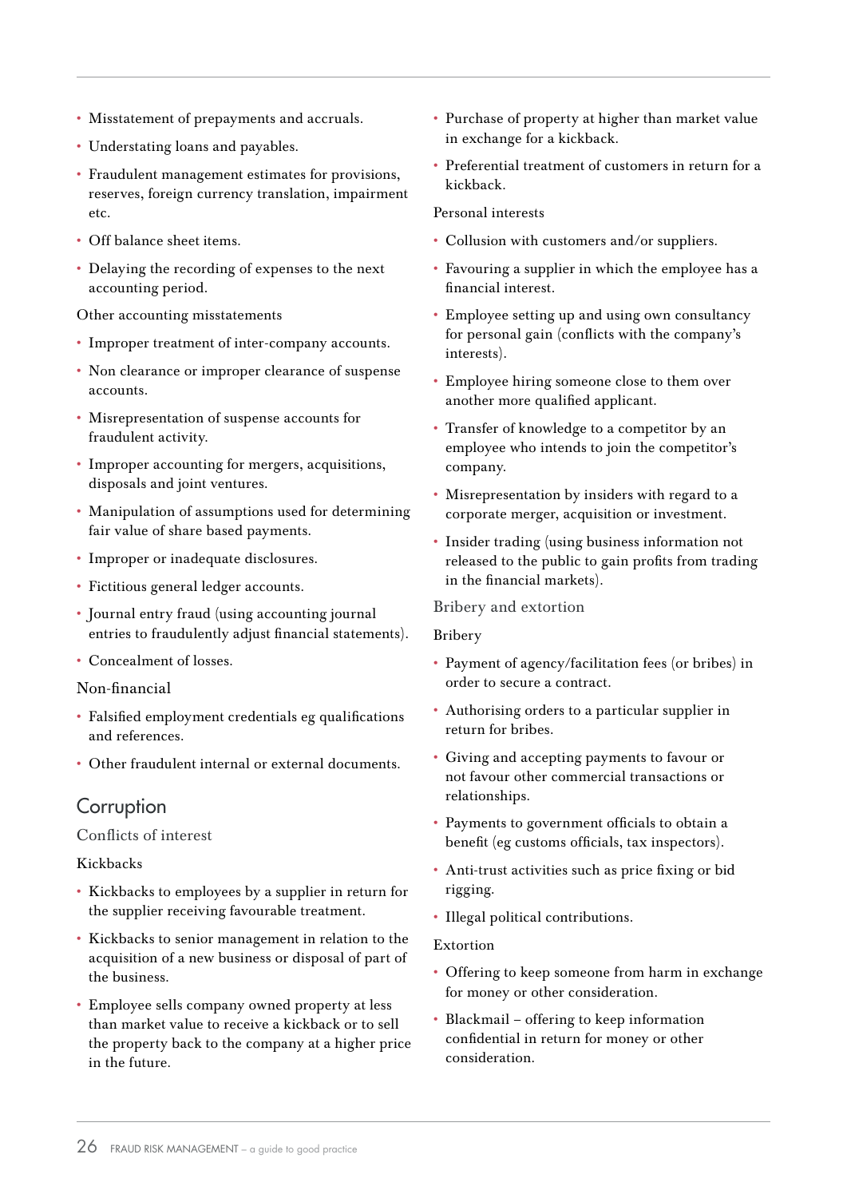- Misstatement of prepayments and accruals.
- Understating loans and payables.
- Fraudulent management estimates for provisions, reserves, foreign currency translation, impairment etc.
- Off balance sheet items.
- Delaying the recording of expenses to the next accounting period.

Other accounting misstatements

- Improper treatment of inter-company accounts.
- Non clearance or improper clearance of suspense accounts.
- Misrepresentation of suspense accounts for fraudulent activity.
- Improper accounting for mergers, acquisitions, disposals and joint ventures.
- Manipulation of assumptions used for determining fair value of share based payments.
- Improper or inadequate disclosures.
- Fictitious general ledger accounts.
- Journal entry fraud (using accounting journal entries to fraudulently adjust financial statements).
- Concealment of losses.

### Non-financial

- Falsified employment credentials eg qualifications and references.
- Other fraudulent internal or external documents.

## Corruption

### Conflicts of interest

Kickbacks

- Kickbacks to employees by a supplier in return for the supplier receiving favourable treatment.
- Kickbacks to senior management in relation to the acquisition of a new business or disposal of part of the business.
- Employee sells company owned property at less than market value to receive a kickback or to sell the property back to the company at a higher price in the future.
- Purchase of property at higher than market value in exchange for a kickback.
- Preferential treatment of customers in return for a kickback.

Personal interests

- Collusion with customers and/or suppliers.
- Favouring a supplier in which the employee has a financial interest.
- Employee setting up and using own consultancy for personal gain (conflicts with the company's interests).
- Employee hiring someone close to them over another more qualified applicant.
- Transfer of knowledge to a competitor by an employee who intends to join the competitor's company.
- Misrepresentation by insiders with regard to a corporate merger, acquisition or investment.
- Insider trading (using business information not released to the public to gain profits from trading in the financial markets).

### Bribery and extortion

Bribery

- Payment of agency/facilitation fees (or bribes) in order to secure a contract.
- Authorising orders to a particular supplier in return for bribes.
- Giving and accepting payments to favour or not favour other commercial transactions or relationships.
- Payments to government officials to obtain a benefit (eg customs officials, tax inspectors).
- Anti-trust activities such as price fixing or bid rigging.
- Illegal political contributions.

Extortion

- Offering to keep someone from harm in exchange for money or other consideration.
- Blackmail – offering to keep information confidential in return for money or other consideration.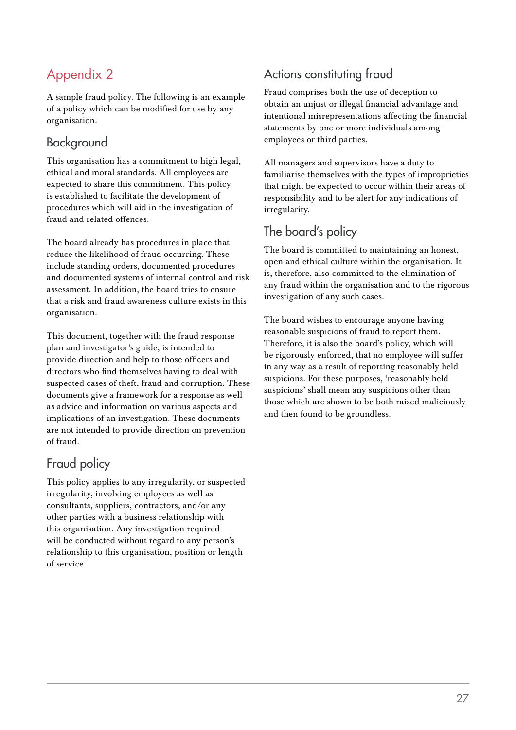# Appendix 2

A sample fraud policy. The following is an example of a policy which can be modified for use by any organisation.

## Background

This organisation has a commitment to high legal, ethical and moral standards. All employees are expected to share this commitment. This policy is established to facilitate the development of procedures which will aid in the investigation of fraud and related offences.

The board already has procedures in place that reduce the likelihood of fraud occurring. These include standing orders, documented procedures and documented systems of internal control and risk assessment. In addition, the board tries to ensure that a risk and fraud awareness culture exists in this organisation.

This document, together with the fraud response plan and investigator's guide, is intended to provide direction and help to those officers and directors who find themselves having to deal with suspected cases of theft, fraud and corruption. These documents give a framework for a response as well as advice and information on various aspects and implications of an investigation. These documents are not intended to provide direction on prevention of fraud.

## Fraud policy

This policy applies to any irregularity, or suspected irregularity, involving employees as well as consultants, suppliers, contractors, and/or any other parties with a business relationship with this organisation. Any investigation required will be conducted without regard to any person's relationship to this organisation, position or length of service.

## Actions constituting fraud

Fraud comprises both the use of deception to obtain an unjust or illegal financial advantage and intentional misrepresentations affecting the financial statements by one or more individuals among employees or third parties.

All managers and supervisors have a duty to familiarise themselves with the types of improprieties that might be expected to occur within their areas of responsibility and to be alert for any indications of irregularity.

## The board's policy

The board is committed to maintaining an honest, open and ethical culture within the organisation. It is, therefore, also committed to the elimination of any fraud within the organisation and to the rigorous investigation of any such cases.

The board wishes to encourage anyone having reasonable suspicions of fraud to report them. Therefore, it is also the board's policy, which will be rigorously enforced, that no employee will suffer in any way as a result of reporting reasonably held suspicions. For these purposes, 'reasonably held suspicions' shall mean any suspicions other than those which are shown to be both raised maliciously and then found to be groundless.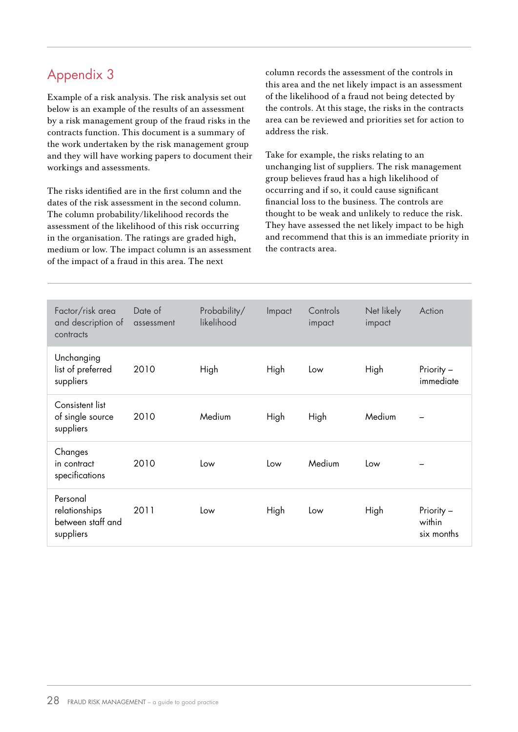# Appendix 3

Example of a risk analysis. The risk analysis set out below is an example of the results of an assessment by a risk management group of the fraud risks in the contracts function. This document is a summary of the work undertaken by the risk management group and they will have working papers to document their workings and assessments.

The risks identified are in the first column and the dates of the risk assessment in the second column. The column probability/likelihood records the assessment of the likelihood of this risk occurring in the organisation. The ratings are graded high, medium or low. The impact column is an assessment of the impact of a fraud in this area. The next column records the assessment of the controls in this area and the net likely impact is an assessment of the likelihood of a fraud not being detected by the controls. At this stage, the risks in the contracts area can be reviewed and priorities set for action to address the risk.

Take for example, the risks relating to an unchanging list of suppliers. The risk management group believes fraud has a high likelihood of occurring and if so, it could cause significant financial loss to the business. The controls are thought to be weak and unlikely to reduce the risk. They have assessed the net likely impact to be high and recommend that this is an immediate priority in the contracts area.

| Factor/risk area and description of contracts | Date of assessment | Probability/ likelihood | Impact | Controls impact | Net likely impact | Action |
|---|---|---|---|---|---|---|
| Unchanging list of preferred suppliers | 2010 | High | High | Low | High | Priority – immediate |
| Consistent list of single source suppliers | 2010 | Medium | High | High | Medium | – |
| Changes in contract specifications | 2010 | Low | Low | Medium | Low | – |
| Personal relationships between staff and suppliers | 2011 | Low | High | Low | High | Priority – within six months |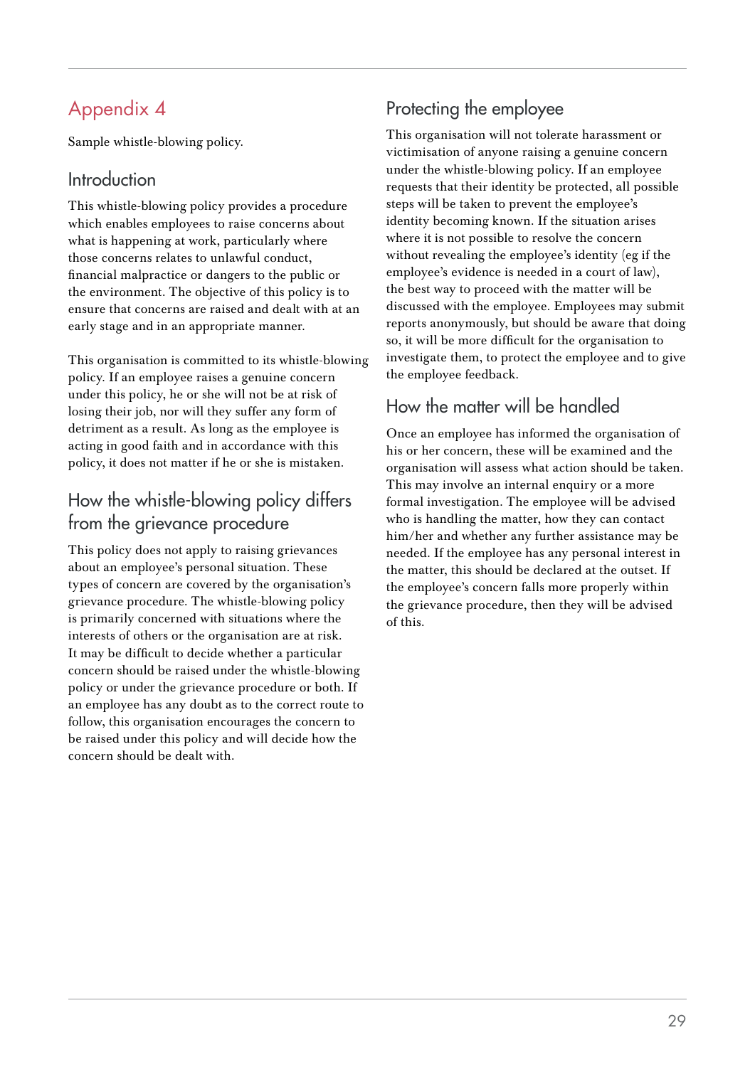# Appendix 4

Sample whistle-blowing policy.

## Introduction

This whistle-blowing policy provides a procedure which enables employees to raise concerns about what is happening at work, particularly where those concerns relates to unlawful conduct, financial malpractice or dangers to the public or the environment. The objective of this policy is to ensure that concerns are raised and dealt with at an early stage and in an appropriate manner.

This organisation is committed to its whistle-blowing policy. If an employee raises a genuine concern under this policy, he or she will not be at risk of losing their job, nor will they suffer any form of detriment as a result. As long as the employee is acting in good faith and in accordance with this policy, it does not matter if he or she is mistaken.

## How the whistle-blowing policy differs from the grievance procedure

This policy does not apply to raising grievances about an employee's personal situation. These types of concern are covered by the organisation's grievance procedure. The whistle-blowing policy is primarily concerned with situations where the interests of others or the organisation are at risk. It may be difficult to decide whether a particular concern should be raised under the whistle-blowing policy or under the grievance procedure or both. If an employee has any doubt as to the correct route to follow, this organisation encourages the concern to be raised under this policy and will decide how the concern should be dealt with.

## Protecting the employee

This organisation will not tolerate harassment or victimisation of anyone raising a genuine concern under the whistle-blowing policy. If an employee requests that their identity be protected, all possible steps will be taken to prevent the employee's identity becoming known. If the situation arises where it is not possible to resolve the concern without revealing the employee's identity (eg if the employee's evidence is needed in a court of law), the best way to proceed with the matter will be discussed with the employee. Employees may submit reports anonymously, but should be aware that doing so, it will be more difficult for the organisation to investigate them, to protect the employee and to give the employee feedback.

## How the matter will be handled

Once an employee has informed the organisation of his or her concern, these will be examined and the organisation will assess what action should be taken. This may involve an internal enquiry or a more formal investigation. The employee will be advised who is handling the matter, how they can contact him/her and whether any further assistance may be needed. If the employee has any personal interest in the matter, this should be declared at the outset. If the employee's concern falls more properly within the grievance procedure, then they will be advised of this.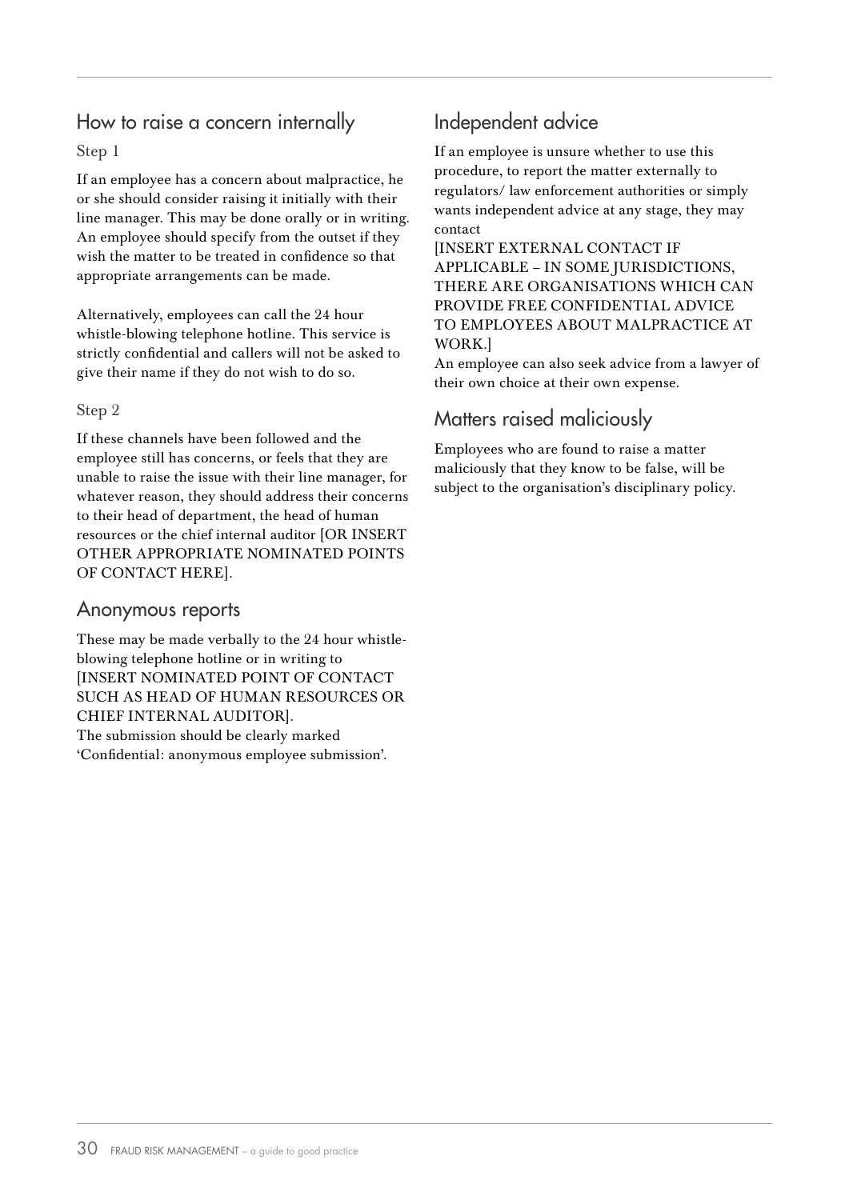## How to raise a concern internally

### Step 1

If an employee has a concern about malpractice, he or she should consider raising it initially with their line manager. This may be done orally or in writing. An employee should specify from the outset if they wish the matter to be treated in confidence so that appropriate arrangements can be made.

Alternatively, employees can call the 24 hour whistle-blowing telephone hotline. This service is strictly confidential and callers will not be asked to give their name if they do not wish to do so.

### Step 2

If these channels have been followed and the employee still has concerns, or feels that they are unable to raise the issue with their line manager, for whatever reason, they should address their concerns to their head of department, the head of human resources or the chief internal auditor [OR INSERT OTHER APPROPRIATE NOMINATED POINTS OF CONTACT HERE].

## Anonymous reports

These may be made verbally to the 24 hour whistle-blowing telephone hotline or in writing to [INSERT NOMINATED POINT OF CONTACT SUCH AS HEAD OF HUMAN RESOURCES OR CHIEF INTERNAL AUDITOR].
The submission should be clearly marked 'Confidential: anonymous employee submission'.

## Independent advice

If an employee is unsure whether to use this procedure, to report the matter externally to regulators/ law enforcement authorities or simply wants independent advice at any stage, they may contact
[INSERT EXTERNAL CONTACT IF APPLICABLE – IN SOME JURISDICTIONS, THERE ARE ORGANISATIONS WHICH CAN PROVIDE FREE CONFIDENTIAL ADVICE TO EMPLOYEES ABOUT MALPRACTICE AT WORK.]
An employee can also seek advice from a lawyer of their own choice at their own expense.

## Matters raised maliciously

Employees who are found to raise a matter maliciously that they know to be false, will be subject to the organisation's disciplinary policy.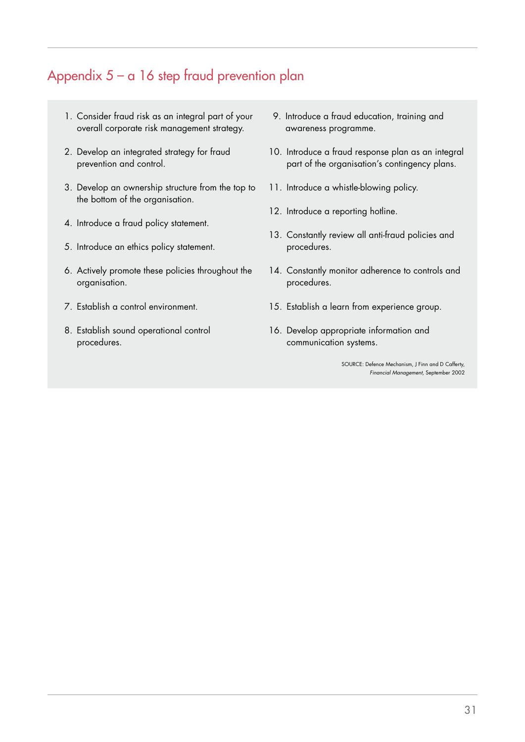## Appendix 5 – a 16 step fraud prevention plan

1. Consider fraud risk as an integral part of your overall corporate risk management strategy.
2. Develop an integrated strategy for fraud prevention and control.
3. Develop an ownership structure from the top to the bottom of the organisation.
4. Introduce a fraud policy statement.
5. Introduce an ethics policy statement.
6. Actively promote these policies throughout the organisation.
7. Establish a control environment.
8. Establish sound operational control procedures.
9. Introduce a fraud education, training and awareness programme.
10. Introduce a fraud response plan as an integral part of the organisation's contingency plans.
11. Introduce a whistle-blowing policy.
12. Introduce a reporting hotline.
13. Constantly review all anti-fraud policies and procedures.
14. Constantly monitor adherence to controls and procedures.
15. Establish a learn from experience group.
16. Develop appropriate information and communication systems.

SOURCE: Defence Mechanism, J Finn and D Cafferty, *Financial Management*, September 2002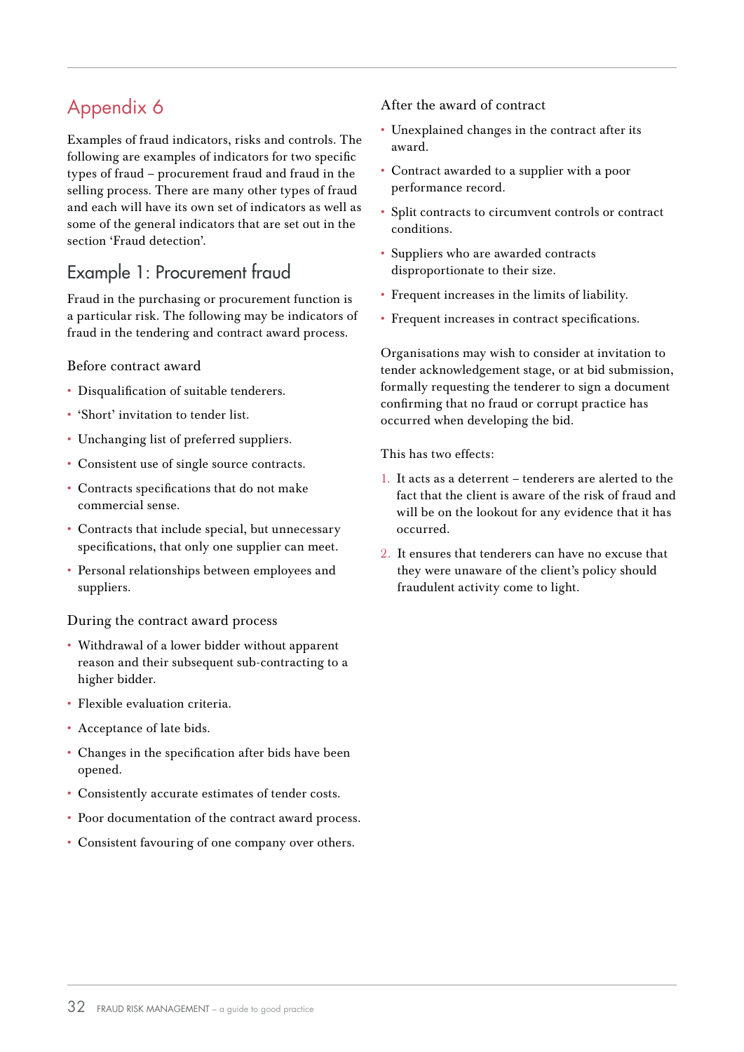# Appendix 6

Examples of fraud indicators, risks and controls. The following are examples of indicators for two specific types of fraud – procurement fraud and fraud in the selling process. There are many other types of fraud and each will have its own set of indicators as well as some of the general indicators that are set out in the section 'Fraud detection'.

## Example 1: Procurement fraud

Fraud in the purchasing or procurement function is a particular risk. The following may be indicators of fraud in the tendering and contract award process.

### Before contract award

- Disqualification of suitable tenderers.
- 'Short' invitation to tender list.
- Unchanging list of preferred suppliers.
- Consistent use of single source contracts.
- Contracts specifications that do not make commercial sense.
- Contracts that include special, but unnecessary specifications, that only one supplier can meet.
- Personal relationships between employees and suppliers.

### During the contract award process

- Withdrawal of a lower bidder without apparent reason and their subsequent sub-contracting to a higher bidder.
- Flexible evaluation criteria.
- Acceptance of late bids.
- Changes in the specification after bids have been opened.
- Consistently accurate estimates of tender costs.
- Poor documentation of the contract award process.
- Consistent favouring of one company over others.

### After the award of contract

- Unexplained changes in the contract after its award.
- Contract awarded to a supplier with a poor performance record.
- Split contracts to circumvent controls or contract conditions.
- Suppliers who are awarded contracts disproportionate to their size.
- Frequent increases in the limits of liability.
- Frequent increases in contract specifications.

Organisations may wish to consider at invitation to tender acknowledgement stage, or at bid submission, formally requesting the tenderer to sign a document confirming that no fraud or corrupt practice has occurred when developing the bid.

This has two effects:

1. It acts as a deterrent – tenderers are alerted to the fact that the client is aware of the risk of fraud and will be on the lookout for any evidence that it has occurred.
2. It ensures that tenderers can have no excuse that they were unaware of the client's policy should fraudulent activity come to light.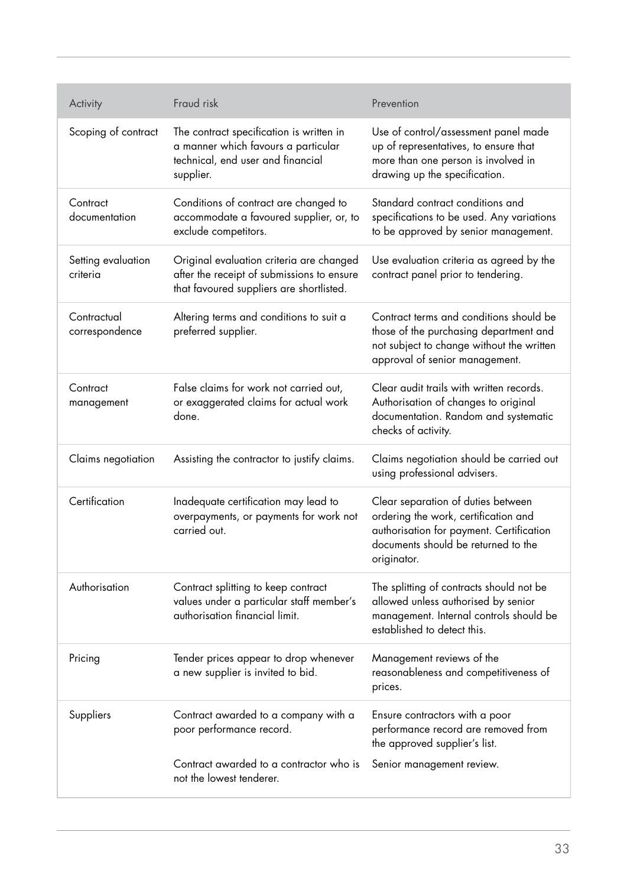| Activity | Fraud risk | Prevention |
|---|---|---|
| Scoping of contract | The contract specification is written in a manner which favours a particular technical, end user and financial supplier. | Use of control/assessment panel made up of representatives, to ensure that more than one person is involved in drawing up the specification. |
| Contract documentation | Conditions of contract are changed to accommodate a favoured supplier, or, to exclude competitors. | Standard contract conditions and specifications to be used. Any variations to be approved by senior management. |
| Setting evaluation criteria | Original evaluation criteria are changed after the receipt of submissions to ensure that favoured suppliers are shortlisted. | Use evaluation criteria as agreed by the contract panel prior to tendering. |
| Contractual correspondence | Altering terms and conditions to suit a preferred supplier. | Contract terms and conditions should be those of the purchasing department and not subject to change without the written approval of senior management. |
| Contract management | False claims for work not carried out, or exaggerated claims for actual work done. | Clear audit trails with written records. Authorisation of changes to original documentation. Random and systematic checks of activity. |
| Claims negotiation | Assisting the contractor to justify claims. | Claims negotiation should be carried out using professional advisers. |
| Certification | Inadequate certification may lead to overpayments, or payments for work not carried out. | Clear separation of duties between ordering the work, certification and authorisation for payment. Certification documents should be returned to the originator. |
| Authorisation | Contract splitting to keep contract values under a particular staff member's authorisation financial limit. | The splitting of contracts should not be allowed unless authorised by senior management. Internal controls should be established to detect this. |
| Pricing | Tender prices appear to drop whenever a new supplier is invited to bid. | Management reviews of the reasonableness and competitiveness of prices. |
| Suppliers | Contract awarded to a company with a poor performance record. | Ensure contractors with a poor performance record are removed from the approved supplier's list. |
| | Contract awarded to a contractor who is not the lowest tenderer. | Senior management review. |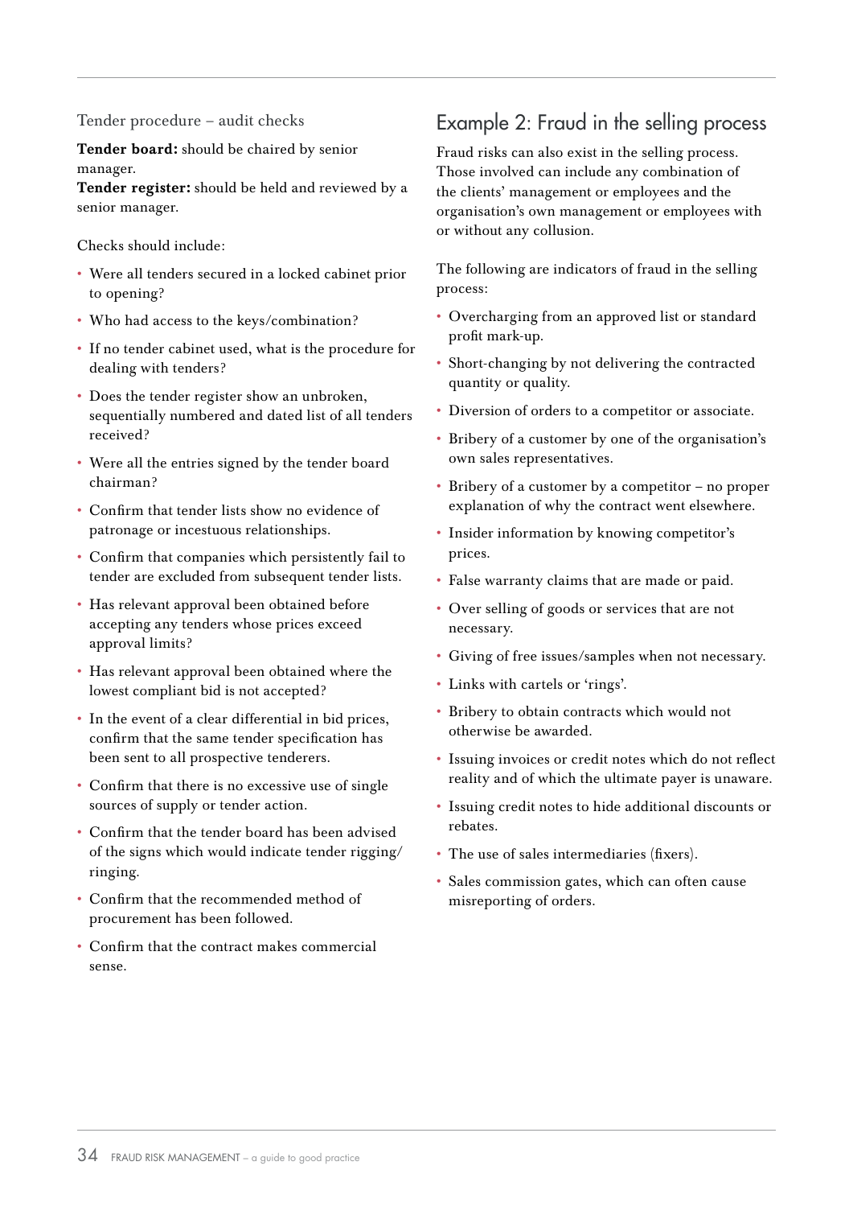### Tender procedure – audit checks

**Tender board:** should be chaired by senior manager.
**Tender register:** should be held and reviewed by a senior manager.

Checks should include:

- Were all tenders secured in a locked cabinet prior to opening?
- Who had access to the keys/combination?
- If no tender cabinet used, what is the procedure for dealing with tenders?
- Does the tender register show an unbroken, sequentially numbered and dated list of all tenders received?
- Were all the entries signed by the tender board chairman?
- Confirm that tender lists show no evidence of patronage or incestuous relationships.
- Confirm that companies which persistently fail to tender are excluded from subsequent tender lists.
- Has relevant approval been obtained before accepting any tenders whose prices exceed approval limits?
- Has relevant approval been obtained where the lowest compliant bid is not accepted?
- In the event of a clear differential in bid prices, confirm that the same tender specification has been sent to all prospective tenderers.
- Confirm that there is no excessive use of single sources of supply or tender action.
- Confirm that the tender board has been advised of the signs which would indicate tender rigging/ringing.
- Confirm that the recommended method of procurement has been followed.
- Confirm that the contract makes commercial sense.

## Example 2: Fraud in the selling process

Fraud risks can also exist in the selling process. Those involved can include any combination of the clients' management or employees and the organisation's own management or employees with or without any collusion.

The following are indicators of fraud in the selling process:

- Overcharging from an approved list or standard profit mark-up.
- Short-changing by not delivering the contracted quantity or quality.
- Diversion of orders to a competitor or associate.
- Bribery of a customer by one of the organisation's own sales representatives.
- Bribery of a customer by a competitor – no proper explanation of why the contract went elsewhere.
- Insider information by knowing competitor's prices.
- False warranty claims that are made or paid.
- Over selling of goods or services that are not necessary.
- Giving of free issues/samples when not necessary.
- Links with cartels or 'rings'.
- Bribery to obtain contracts which would not otherwise be awarded.
- Issuing invoices or credit notes which do not reflect reality and of which the ultimate payer is unaware.
- Issuing credit notes to hide additional discounts or rebates.
- The use of sales intermediaries (fixers).
- Sales commission gates, which can often cause misreporting of orders.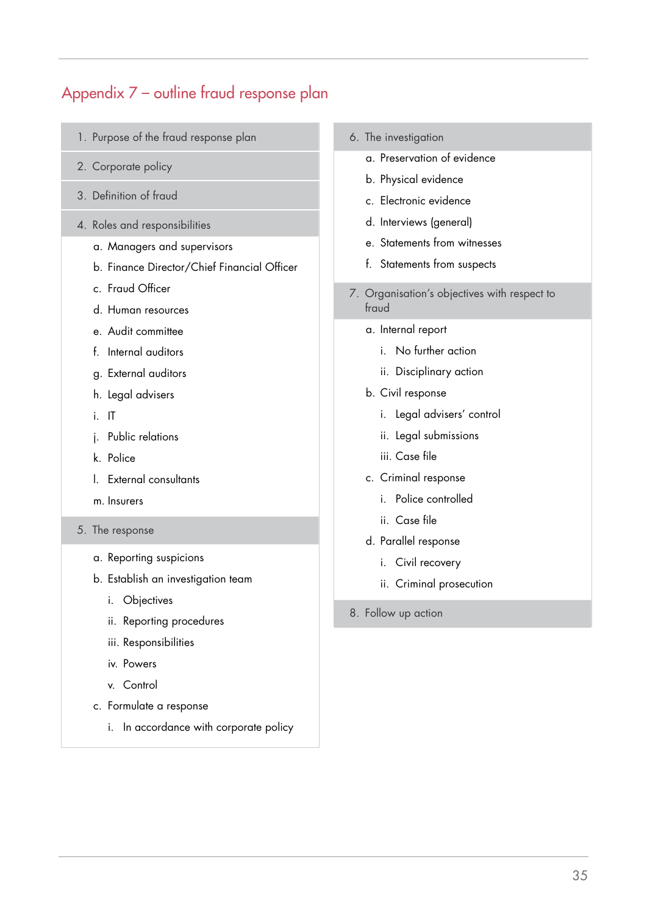# Appendix 7 – outline fraud response plan

1. Purpose of the fraud response plan
2. Corporate policy
3. Definition of fraud
4. Roles and responsibilities
   a. Managers and supervisors
   b. Finance Director/Chief Financial Officer
   c. Fraud Officer
   d. Human resources
   e. Audit committee
   f. Internal auditors
   g. External auditors
   h. Legal advisers
   i. IT
   j. Public relations
   k. Police
   l. External consultants
   m. Insurers
5. The response
   a. Reporting suspicions
   b. Establish an investigation team
      i. Objectives
      ii. Reporting procedures
      iii. Responsibilities
      iv. Powers
      v. Control
   c. Formulate a response
      i. In accordance with corporate policy
6. The investigation
   a. Preservation of evidence
   b. Physical evidence
   c. Electronic evidence
   d. Interviews (general)
   e. Statements from witnesses
   f. Statements from suspects
7. Organisation's objectives with respect to fraud
   a. Internal report
      i. No further action
      ii. Disciplinary action
   b. Civil response
      i. Legal advisers' control
      ii. Legal submissions
      iii. Case file
   c. Criminal response
      i. Police controlled
      ii. Case file
   d. Parallel response
      i. Civil recovery
      ii. Criminal prosecution
8. Follow up action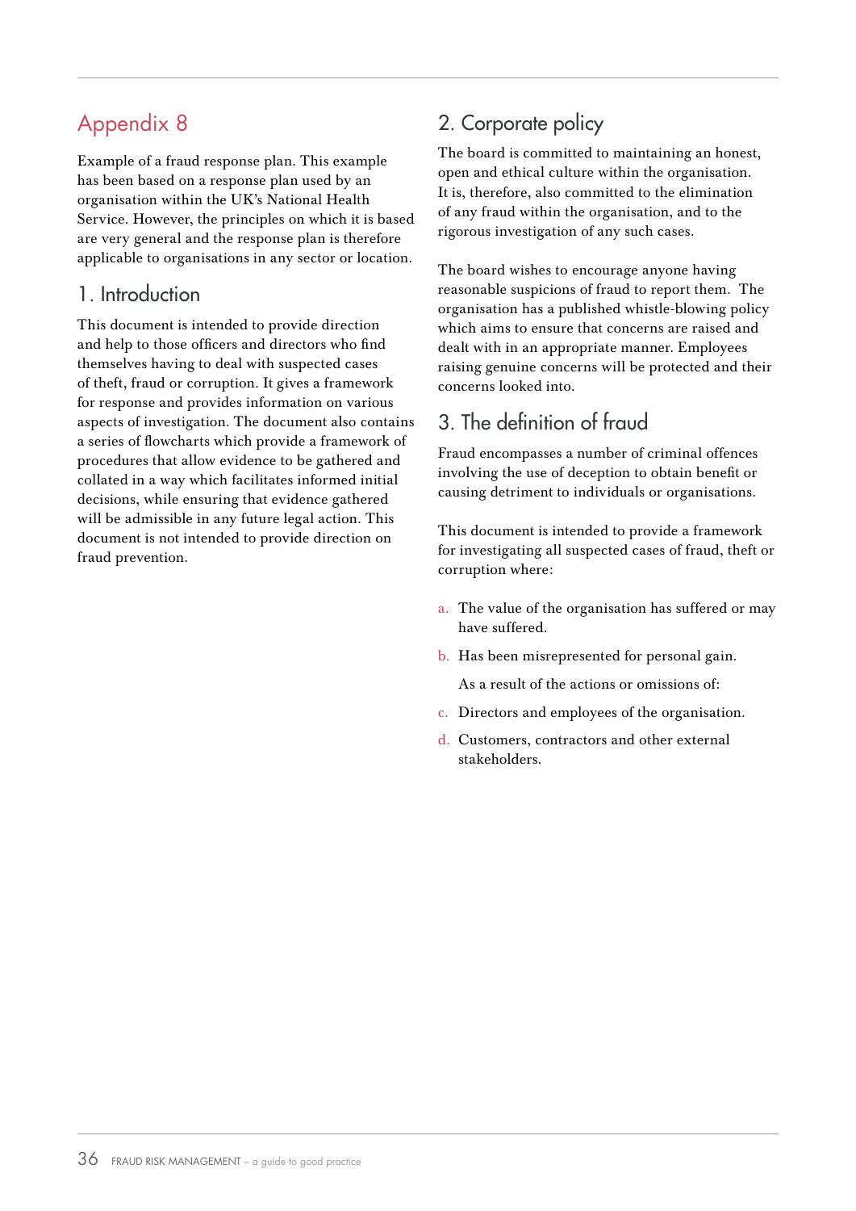# Appendix 8

Example of a fraud response plan. This example has been based on a response plan used by an organisation within the UK's National Health Service. However, the principles on which it is based are very general and the response plan is therefore applicable to organisations in any sector or location.

## 1. Introduction

This document is intended to provide direction and help to those officers and directors who find themselves having to deal with suspected cases of theft, fraud or corruption. It gives a framework for response and provides information on various aspects of investigation. The document also contains a series of flowcharts which provide a framework of procedures that allow evidence to be gathered and collated in a way which facilitates informed initial decisions, while ensuring that evidence gathered will be admissible in any future legal action. This document is not intended to provide direction on fraud prevention.

## 2. Corporate policy

The board is committed to maintaining an honest, open and ethical culture within the organisation. It is, therefore, also committed to the elimination of any fraud within the organisation, and to the rigorous investigation of any such cases.

The board wishes to encourage anyone having reasonable suspicions of fraud to report them. The organisation has a published whistle-blowing policy which aims to ensure that concerns are raised and dealt with in an appropriate manner. Employees raising genuine concerns will be protected and their concerns looked into.

## 3. The definition of fraud

Fraud encompasses a number of criminal offences involving the use of deception to obtain benefit or causing detriment to individuals or organisations.

This document is intended to provide a framework for investigating all suspected cases of fraud, theft or corruption where:

a. The value of the organisation has suffered or may have suffered.

b. Has been misrepresented for personal gain.

   As a result of the actions or omissions of:

c. Directors and employees of the organisation.

d. Customers, contractors and other external stakeholders.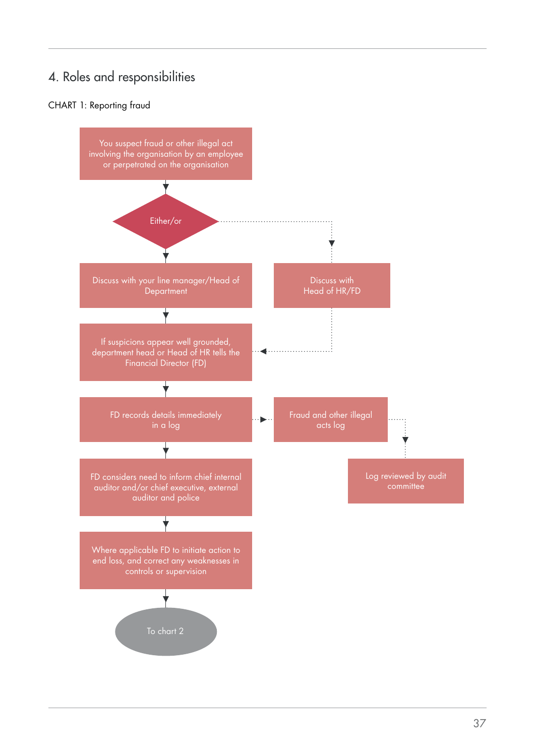## 4. Roles and responsibilities

CHART 1: Reporting fraud

You suspect fraud or other illegal act involving the organisation by an employee or perpetrated on the organisation

Either/or

Discuss with your line manager/Head of Department

Discuss with Head of HR/FD

If suspicions appear well grounded, department head or Head of HR tells the Financial Director (FD)

FD records details immediately in a log

Fraud and other illegal acts log

Log reviewed by audit committee

FD considers need to inform chief internal auditor and/or chief executive, external auditor and police

Where applicable FD to initiate action to end loss, and correct any weaknesses in controls or supervision

To chart 2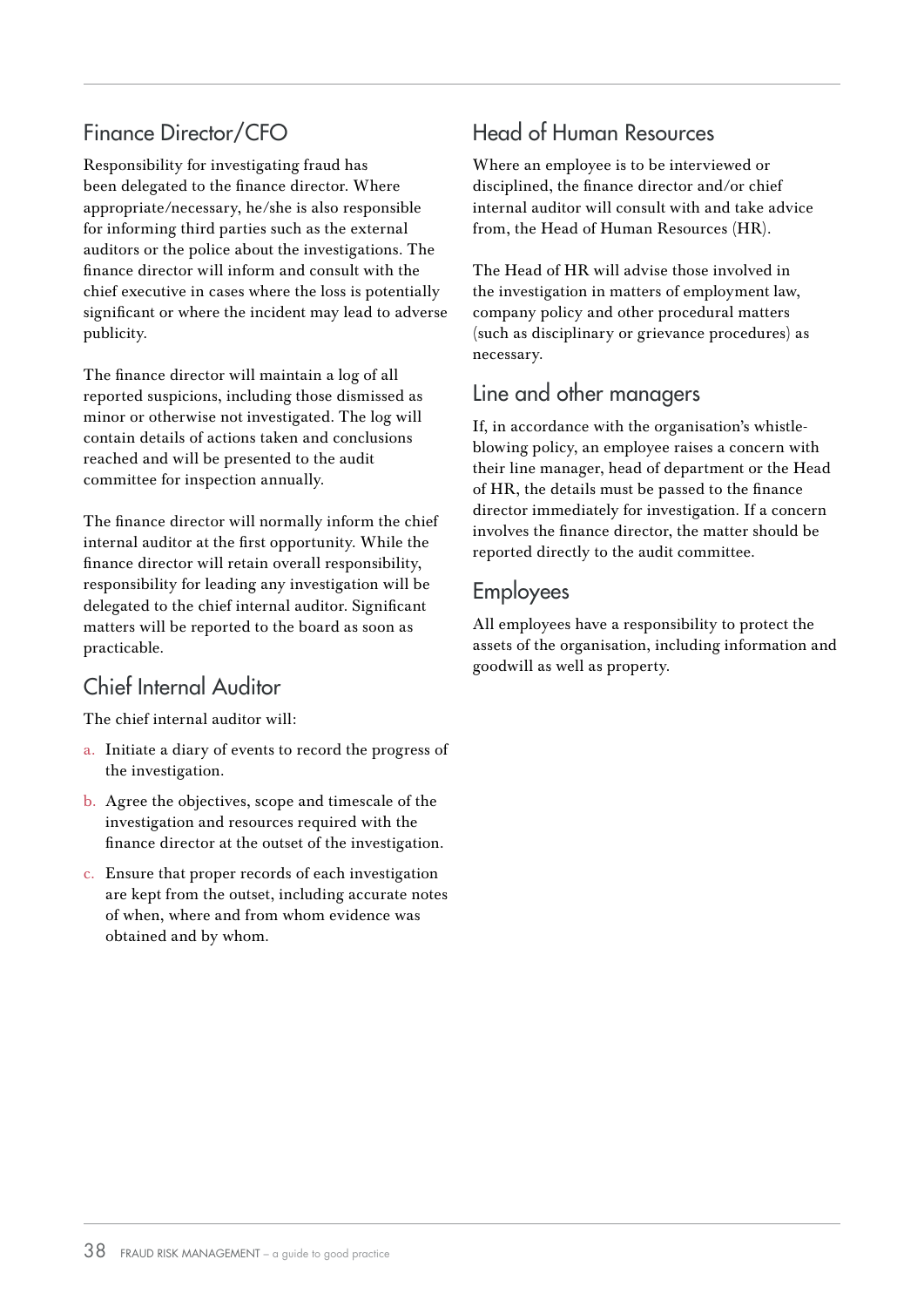## Finance Director/CFO

Responsibility for investigating fraud has been delegated to the finance director. Where appropriate/necessary, he/she is also responsible for informing third parties such as the external auditors or the police about the investigations. The finance director will inform and consult with the chief executive in cases where the loss is potentially significant or where the incident may lead to adverse publicity.

The finance director will maintain a log of all reported suspicions, including those dismissed as minor or otherwise not investigated. The log will contain details of actions taken and conclusions reached and will be presented to the audit committee for inspection annually.

The finance director will normally inform the chief internal auditor at the first opportunity. While the finance director will retain overall responsibility, responsibility for leading any investigation will be delegated to the chief internal auditor. Significant matters will be reported to the board as soon as practicable.

## Chief Internal Auditor

The chief internal auditor will:

a. Initiate a diary of events to record the progress of the investigation.
b. Agree the objectives, scope and timescale of the investigation and resources required with the finance director at the outset of the investigation.
c. Ensure that proper records of each investigation are kept from the outset, including accurate notes of when, where and from whom evidence was obtained and by whom.

## Head of Human Resources

Where an employee is to be interviewed or disciplined, the finance director and/or chief internal auditor will consult with and take advice from, the Head of Human Resources (HR).

The Head of HR will advise those involved in the investigation in matters of employment law, company policy and other procedural matters (such as disciplinary or grievance procedures) as necessary.

## Line and other managers

If, in accordance with the organisation's whistle-blowing policy, an employee raises a concern with their line manager, head of department or the Head of HR, the details must be passed to the finance director immediately for investigation. If a concern involves the finance director, the matter should be reported directly to the audit committee.

## Employees

All employees have a responsibility to protect the assets of the organisation, including information and goodwill as well as property.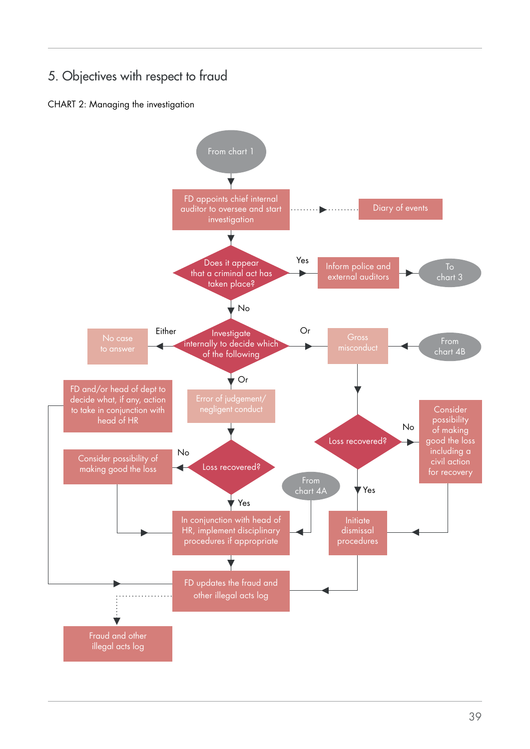# 5. Objectives with respect to fraud

CHART 2: Managing the investigation

From chart 1

FD appoints chief internal auditor to oversee and start investigation

Diary of events

Does it appear that a criminal act has taken place?

Yes

Inform police and external auditors

To chart 3

No

Investigate internally to decide which of the following

Either

No case to answer

Or

Gross misconduct

From chart 4B

Or

Error of judgement/ negligent conduct

FD and/or head of dept to decide what, if any, action to take in conjunction with head of HR

Loss recovered?

No

Consider possibility of making good the loss

Yes

Loss recovered?

No

Consider possibility of making good the loss including a civil action for recovery

Yes

From chart 4A

In conjunction with head of HR, implement disciplinary procedures if appropriate

Initiate dismissal procedures

FD updates the fraud and other illegal acts log

Fraud and other illegal acts log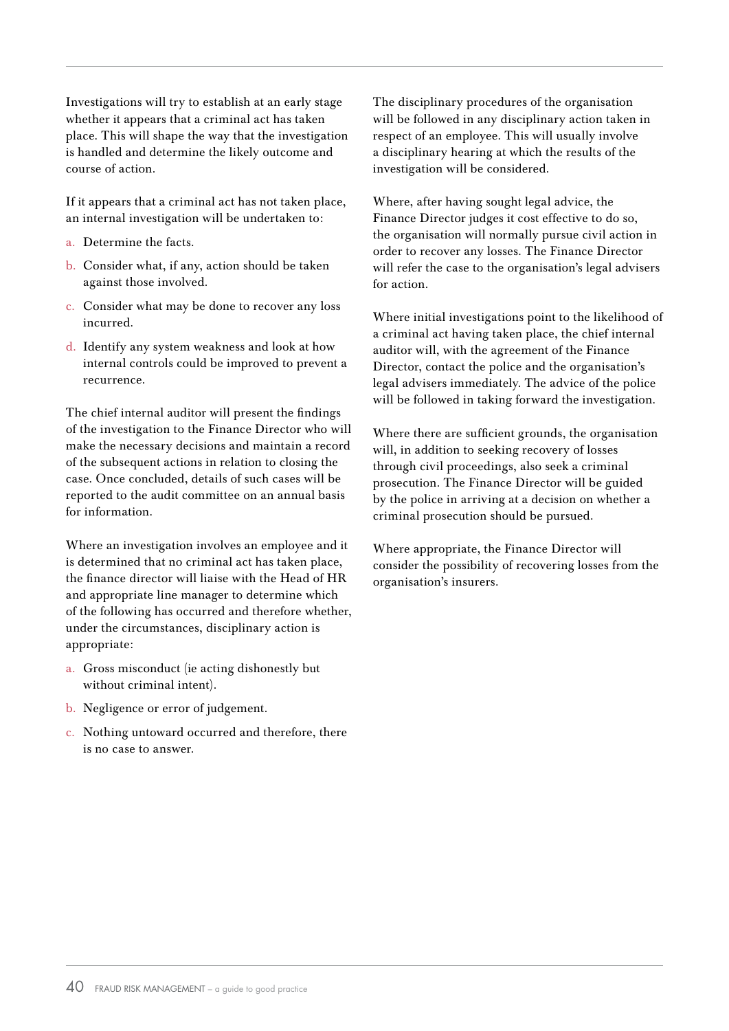Investigations will try to establish at an early stage whether it appears that a criminal act has taken place. This will shape the way that the investigation is handled and determine the likely outcome and course of action.

If it appears that a criminal act has not taken place, an internal investigation will be undertaken to:

a. Determine the facts.
b. Consider what, if any, action should be taken against those involved.
c. Consider what may be done to recover any loss incurred.
d. Identify any system weakness and look at how internal controls could be improved to prevent a recurrence.

The chief internal auditor will present the findings of the investigation to the Finance Director who will make the necessary decisions and maintain a record of the subsequent actions in relation to closing the case. Once concluded, details of such cases will be reported to the audit committee on an annual basis for information.

Where an investigation involves an employee and it is determined that no criminal act has taken place, the finance director will liaise with the Head of HR and appropriate line manager to determine which of the following has occurred and therefore whether, under the circumstances, disciplinary action is appropriate:

a. Gross misconduct (ie acting dishonestly but without criminal intent).
b. Negligence or error of judgement.
c. Nothing untoward occurred and therefore, there is no case to answer.

The disciplinary procedures of the organisation will be followed in any disciplinary action taken in respect of an employee. This will usually involve a disciplinary hearing at which the results of the investigation will be considered.

Where, after having sought legal advice, the Finance Director judges it cost effective to do so, the organisation will normally pursue civil action in order to recover any losses. The Finance Director will refer the case to the organisation's legal advisers for action.

Where initial investigations point to the likelihood of a criminal act having taken place, the chief internal auditor will, with the agreement of the Finance Director, contact the police and the organisation's legal advisers immediately. The advice of the police will be followed in taking forward the investigation.

Where there are sufficient grounds, the organisation will, in addition to seeking recovery of losses through civil proceedings, also seek a criminal prosecution. The Finance Director will be guided by the police in arriving at a decision on whether a criminal prosecution should be pursued.

Where appropriate, the Finance Director will consider the possibility of recovering losses from the organisation's insurers.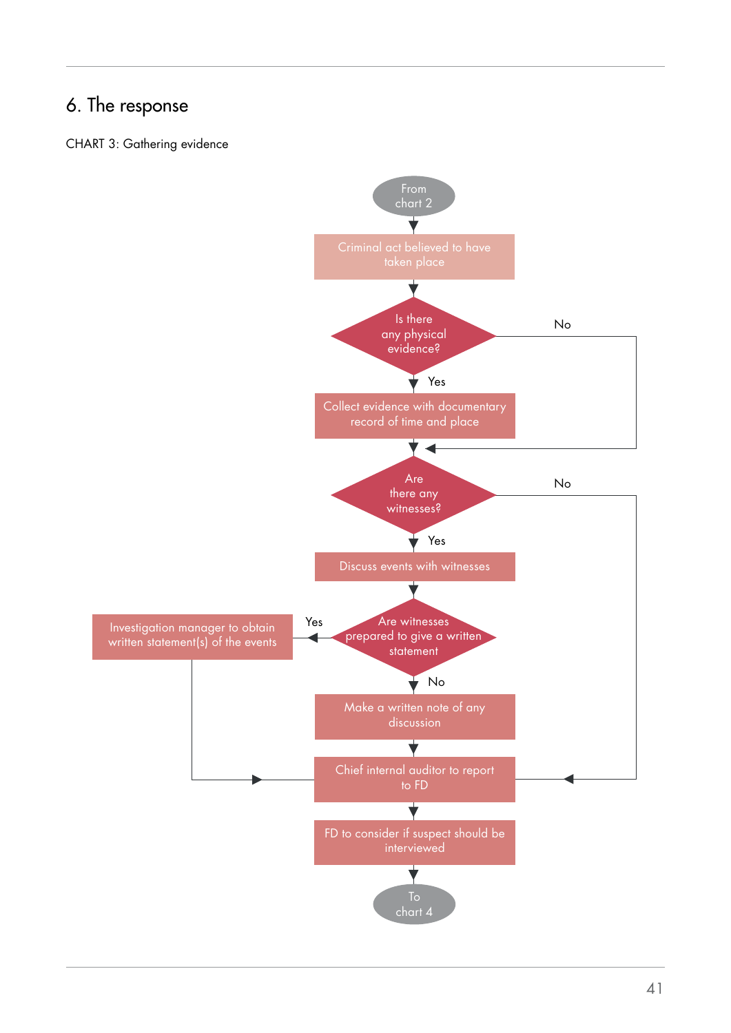## 6. The response

CHART 3: Gathering evidence

From chart 2

Criminal act believed to have taken place

Is there any physical evidence?

Yes

No

Collect evidence with documentary record of time and place

Are there any witnesses?

Yes

No

Discuss events with witnesses

Are witnesses prepared to give a written statement

Yes

Investigation manager to obtain written statement(s) of the events

No

Make a written note of any discussion

Chief internal auditor to report to FD

FD to consider if suspect should be interviewed

To chart 4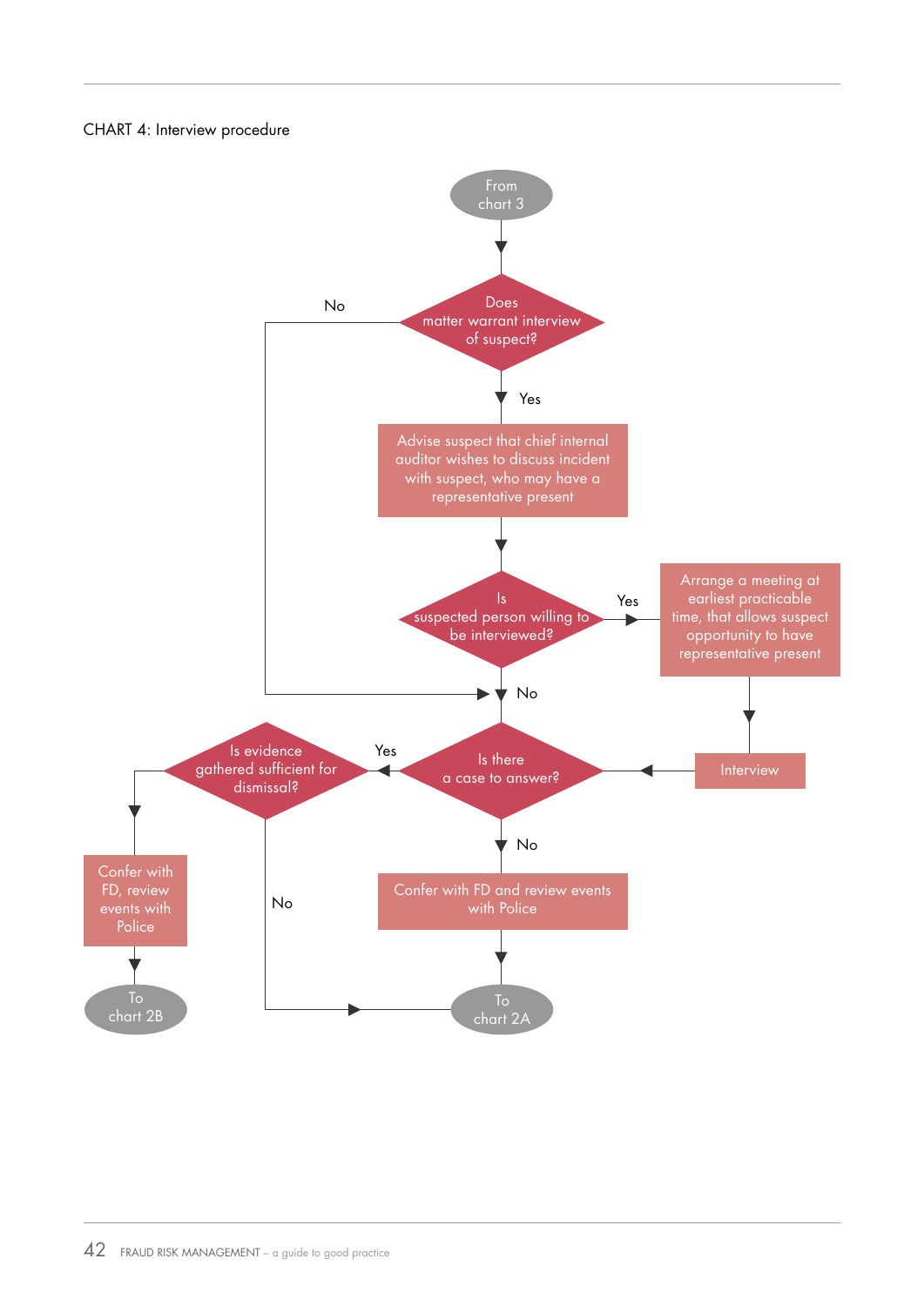CHART 4: Interview procedure

From chart 3

Does matter warrant interview of suspect?

No

Yes

Advise suspect that chief internal auditor wishes to discuss incident with suspect, who may have a representative present

Is suspected person willing to be interviewed?

Yes

Arrange a meeting at earliest practicable time, that allows suspect opportunity to have representative present

No

Interview

Is there a case to answer?

Yes

Is evidence gathered sufficient for dismissal?

No

Confer with FD and review events with Police

Confer with FD, review events with Police

No

To chart 2B

To chart 2A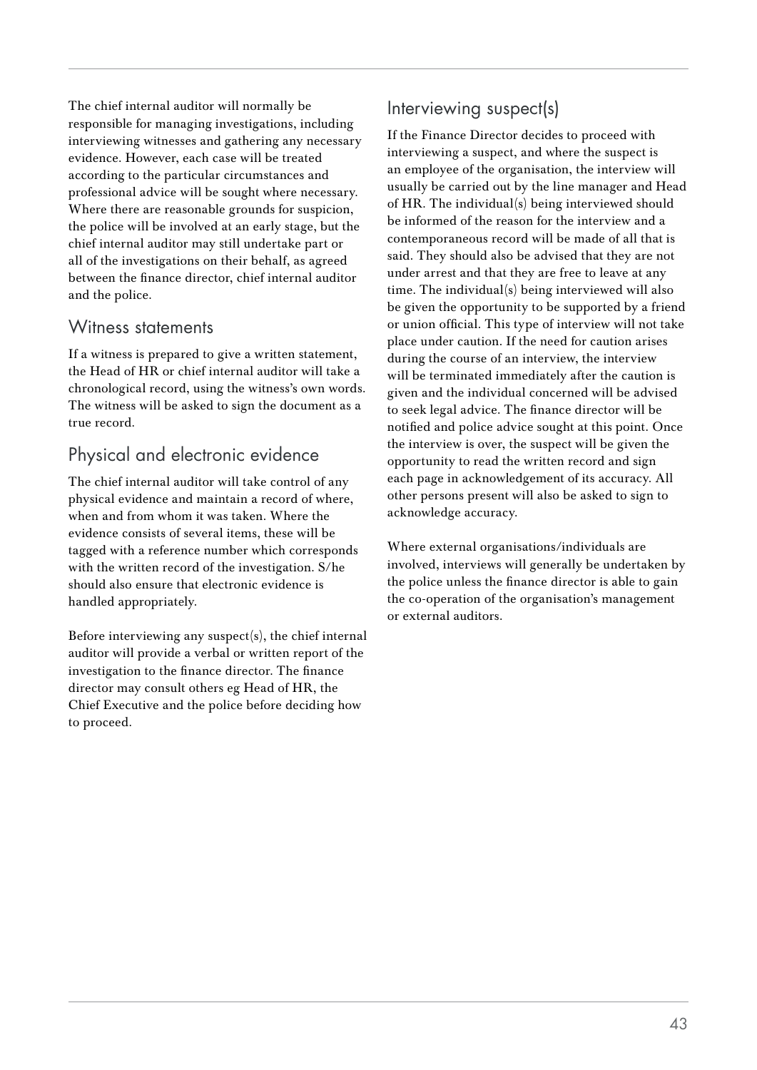The chief internal auditor will normally be responsible for managing investigations, including interviewing witnesses and gathering any necessary evidence. However, each case will be treated according to the particular circumstances and professional advice will be sought where necessary. Where there are reasonable grounds for suspicion, the police will be involved at an early stage, but the chief internal auditor may still undertake part or all of the investigations on their behalf, as agreed between the finance director, chief internal auditor and the police.

## Witness statements

If a witness is prepared to give a written statement, the Head of HR or chief internal auditor will take a chronological record, using the witness's own words. The witness will be asked to sign the document as a true record.

## Physical and electronic evidence

The chief internal auditor will take control of any physical evidence and maintain a record of where, when and from whom it was taken. Where the evidence consists of several items, these will be tagged with a reference number which corresponds with the written record of the investigation. S/he should also ensure that electronic evidence is handled appropriately.

Before interviewing any suspect(s), the chief internal auditor will provide a verbal or written report of the investigation to the finance director. The finance director may consult others eg Head of HR, the Chief Executive and the police before deciding how to proceed.

## Interviewing suspect(s)

If the Finance Director decides to proceed with interviewing a suspect, and where the suspect is an employee of the organisation, the interview will usually be carried out by the line manager and Head of HR. The individual(s) being interviewed should be informed of the reason for the interview and a contemporaneous record will be made of all that is said. They should also be advised that they are not under arrest and that they are free to leave at any time. The individual(s) being interviewed will also be given the opportunity to be supported by a friend or union official. This type of interview will not take place under caution. If the need for caution arises during the course of an interview, the interview will be terminated immediately after the caution is given and the individual concerned will be advised to seek legal advice. The finance director will be notified and police advice sought at this point. Once the interview is over, the suspect will be given the opportunity to read the written record and sign each page in acknowledgement of its accuracy. All other persons present will also be asked to sign to acknowledge accuracy.

Where external organisations/individuals are involved, interviews will generally be undertaken by the police unless the finance director is able to gain the co-operation of the organisation's management or external auditors.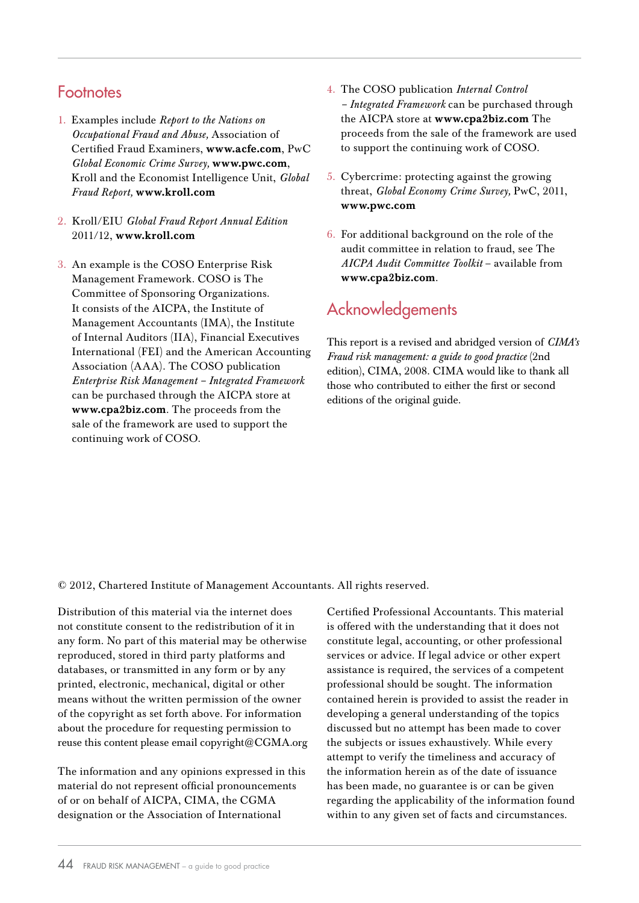## Footnotes

1. Examples include *Report to the Nations on Occupational Fraud and Abuse,* Association of Certified Fraud Examiners, **www.acfe.com**, PwC *Global Economic Crime Survey,* **www.pwc.com**, Kroll and the Economist Intelligence Unit, *Global Fraud Report,* **www.kroll.com**

2. Kroll/EIU *Global Fraud Report Annual Edition* 2011/12, **www.kroll.com**

3. An example is the COSO Enterprise Risk Management Framework. COSO is The Committee of Sponsoring Organizations. It consists of the AICPA, the Institute of Management Accountants (IMA), the Institute of Internal Auditors (IIA), Financial Executives International (FEI) and the American Accounting Association (AAA). The COSO publication *Enterprise Risk Management – Integrated Framework* can be purchased through the AICPA store at **www.cpa2biz.com**. The proceeds from the sale of the framework are used to support the continuing work of COSO.

4. The COSO publication *Internal Control – Integrated Framework* can be purchased through the AICPA store at **www.cpa2biz.com** The proceeds from the sale of the framework are used to support the continuing work of COSO.

5. Cybercrime: protecting against the growing threat, *Global Economy Crime Survey,* PwC, 2011, **www.pwc.com**

6. For additional background on the role of the audit committee in relation to fraud, see The *AICPA Audit Committee Toolkit* – available from **www.cpa2biz.com**.

## Acknowledgements

This report is a revised and abridged version of *CIMA's Fraud risk management: a guide to good practice* (2nd edition), CIMA, 2008. CIMA would like to thank all those who contributed to either the first or second editions of the original guide.

© 2012, Chartered Institute of Management Accountants. All rights reserved.

Distribution of this material via the internet does not constitute consent to the redistribution of it in any form. No part of this material may be otherwise reproduced, stored in third party platforms and databases, or transmitted in any form or by any printed, electronic, mechanical, digital or other means without the written permission of the owner of the copyright as set forth above. For information about the procedure for requesting permission to reuse this content please email copyright@CGMA.org

The information and any opinions expressed in this material do not represent official pronouncements of or on behalf of AICPA, CIMA, the CGMA designation or the Association of International Certified Professional Accountants. This material is offered with the understanding that it does not constitute legal, accounting, or other professional services or advice. If legal advice or other expert assistance is required, the services of a competent professional should be sought. The information contained herein is provided to assist the reader in developing a general understanding of the topics discussed but no attempt has been made to cover the subjects or issues exhaustively. While every attempt to verify the timeliness and accuracy of the information herein as of the date of issuance has been made, no guarantee is or can be given regarding the applicability of the information found within to any given set of facts and circumstances.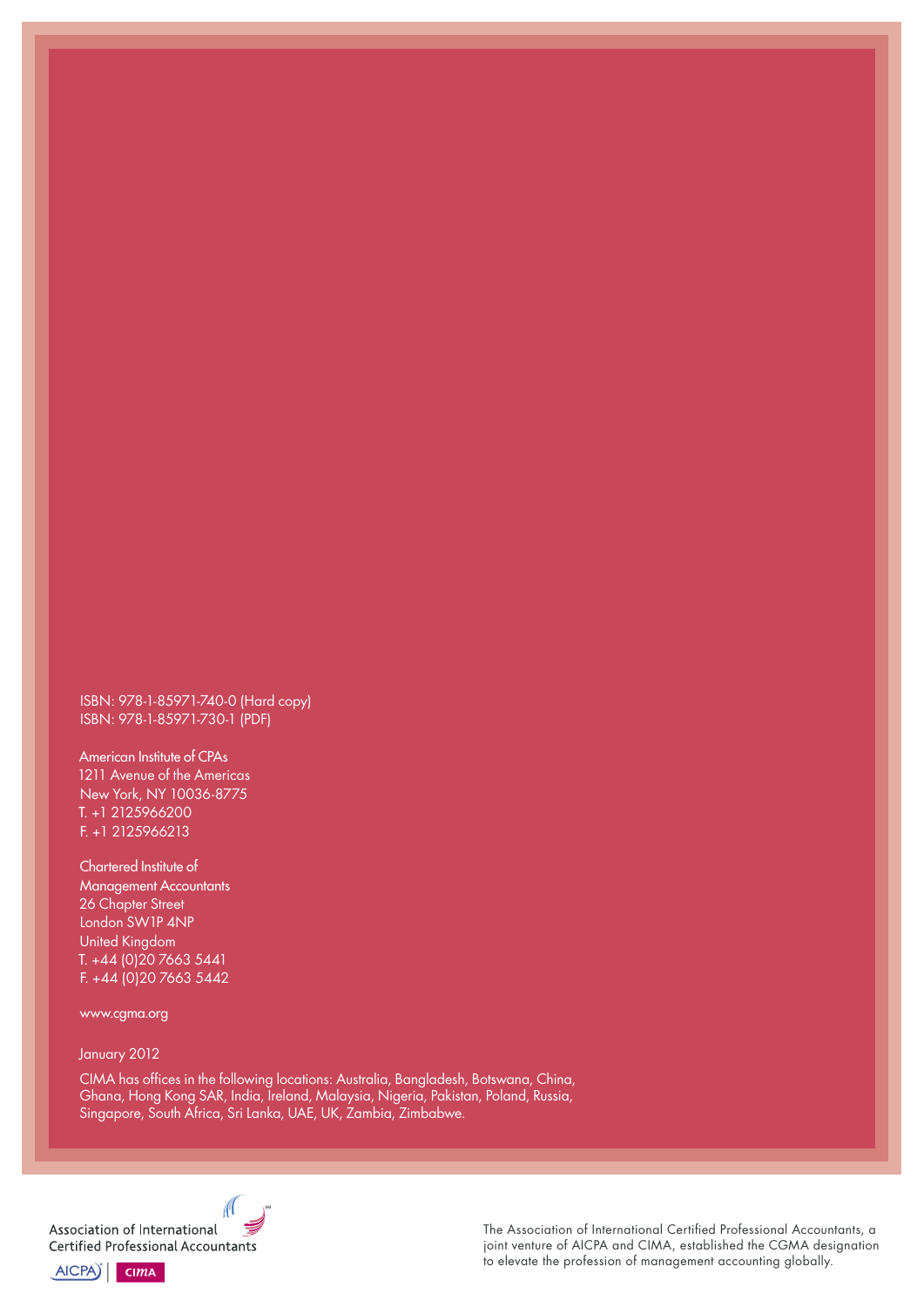ISBN: 978-1-85971-740-0 (Hard copy)
ISBN: 978-1-85971-730-1 (PDF)

American Institute of CPAs
1211 Avenue of the Americas
New York, NY 10036-8775
T. +1 2125966200
F. +1 2125966213

Chartered Institute of
Management Accountants
26 Chapter Street
London SW1P 4NP
United Kingdom
T. +44 (0)20 7663 5441
F. +44 (0)20 7663 5442

www.cgma.org

January 2012

CIMA has offices in the following locations: Australia, Bangladesh, Botswana, China, Ghana, Hong Kong SAR, India, Ireland, Malaysia, Nigeria, Pakistan, Poland, Russia, Singapore, South Africa, Sri Lanka, UAE, UK, Zambia, Zimbabwe.

Association of International Certified Professional Accountants

AICPA | CIMA

The Association of International Certified Professional Accountants, a joint venture of AICPA and CIMA, established the CGMA designation to elevate the profession of management accounting globally.